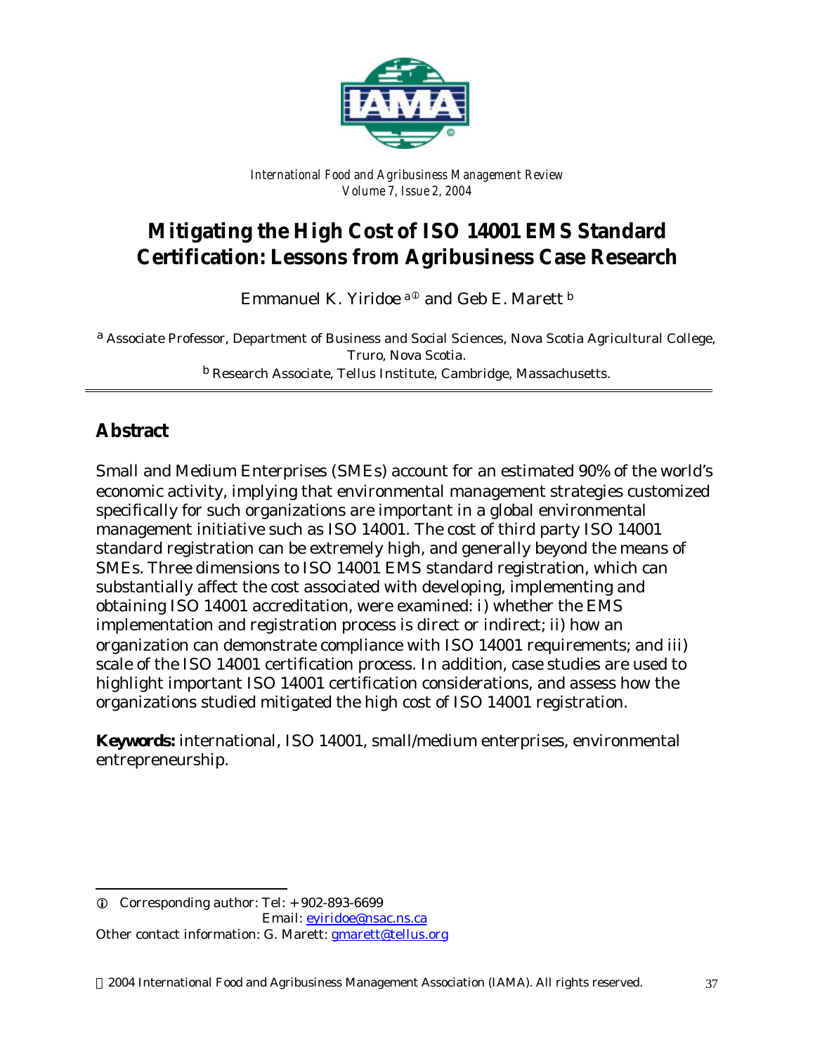*International Food and Agribusiness Management Review*
*Volume 7, Issue 2, 2004*

# Mitigating the High Cost of ISO 14001 EMS Standard Certification: Lessons from Agribusiness Case Research

Emmanuel K. Yiridoe [a①] and Geb E. Marett [b]

[a] Associate Professor, Department of Business and Social Sciences, Nova Scotia Agricultural College, Truro, Nova Scotia.
[b] Research Associate, Tellus Institute, Cambridge, Massachusetts.

## Abstract

Small and Medium Enterprises (SMEs) account for an estimated 90% of the world's economic activity, implying that environmental management strategies customized specifically for such organizations are important in a global environmental management initiative such as ISO 14001. The cost of third party ISO 14001 standard registration can be extremely high, and generally beyond the means of SMEs. Three dimensions to ISO 14001 EMS standard registration, which can substantially affect the cost associated with developing, implementing and obtaining ISO 14001 accreditation, were examined: i) whether the EMS implementation and registration process is direct or indirect; ii) how an organization can demonstrate compliance with ISO 14001 requirements; and iii) scale of the ISO 14001 certification process. In addition, case studies are used to highlight important ISO 14001 certification considerations, and assess how the organizations studied mitigated the high cost of ISO 14001 registration.

**Keywords:** international, ISO 14001, small/medium enterprises, environmental entrepreneurship.

---

① Corresponding author: Tel: + 902-893-6699
Email: eyiridoe@nsac.ns.ca
Other contact information: G. Marett: gmarett@tellus.org

© 2004 International Food and Agribusiness Management Association (IAMA). All rights reserved.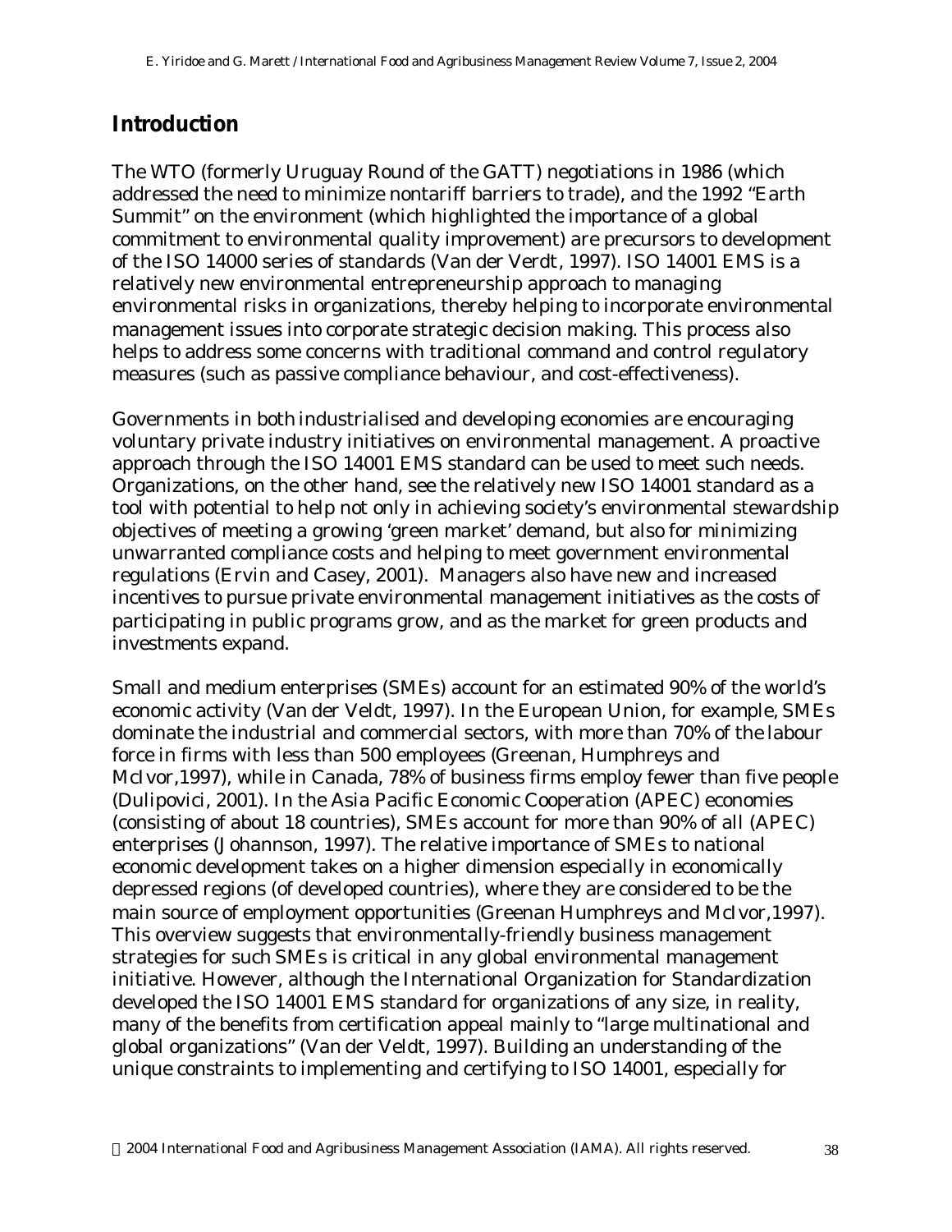## Introduction

The WTO (formerly Uruguay Round of the GATT) negotiations in 1986 (which addressed the need to minimize nontariff barriers to trade), and the 1992 "Earth Summit" on the environment (which highlighted the importance of a global commitment to environmental quality improvement) are precursors to development of the ISO 14000 series of standards (Van der Verdt, 1997). ISO 14001 EMS is a relatively new environmental entrepreneurship approach to managing environmental risks in organizations, thereby helping to incorporate environmental management issues into corporate strategic decision making. This process also helps to address some concerns with traditional command and control regulatory measures (such as passive compliance behaviour, and cost-effectiveness).

Governments in both industrialised and developing economies are encouraging voluntary private industry initiatives on environmental management. A proactive approach through the ISO 14001 EMS standard can be used to meet such needs. Organizations, on the other hand, see the relatively new ISO 14001 standard as a tool with potential to help not only in achieving society's environmental stewardship objectives of meeting a growing 'green market' demand, but also for minimizing unwarranted compliance costs and helping to meet government environmental regulations (Ervin and Casey, 2001). Managers also have new and increased incentives to pursue private environmental management initiatives as the costs of participating in public programs grow, and as the market for green products and investments expand.

Small and medium enterprises (SMEs) account for an estimated 90% of the world's economic activity (Van der Veldt, 1997). In the European Union, for example, SMEs dominate the industrial and commercial sectors, with more than 70% of the labour force in firms with less than 500 employees (Greenan, Humphreys and McIvor,1997), while in Canada, 78% of business firms employ fewer than five people (Dulipovici, 2001). In the Asia Pacific Economic Cooperation (APEC) economies (consisting of about 18 countries), SMEs account for more than 90% of all (APEC) enterprises (Johannson, 1997). The relative importance of SMEs to national economic development takes on a higher dimension especially in economically depressed regions (of developed countries), where they are considered to be the main source of employment opportunities (Greenan Humphreys and McIvor,1997). This overview suggests that environmentally-friendly business management strategies for such SMEs is critical in any global environmental management initiative. However, although the International Organization for Standardization developed the ISO 14001 EMS standard for organizations of any size, in reality, many of the benefits from certification appeal mainly to "large multinational and global organizations" (Van der Veldt, 1997). Building an understanding of the unique constraints to implementing and certifying to ISO 14001, especially for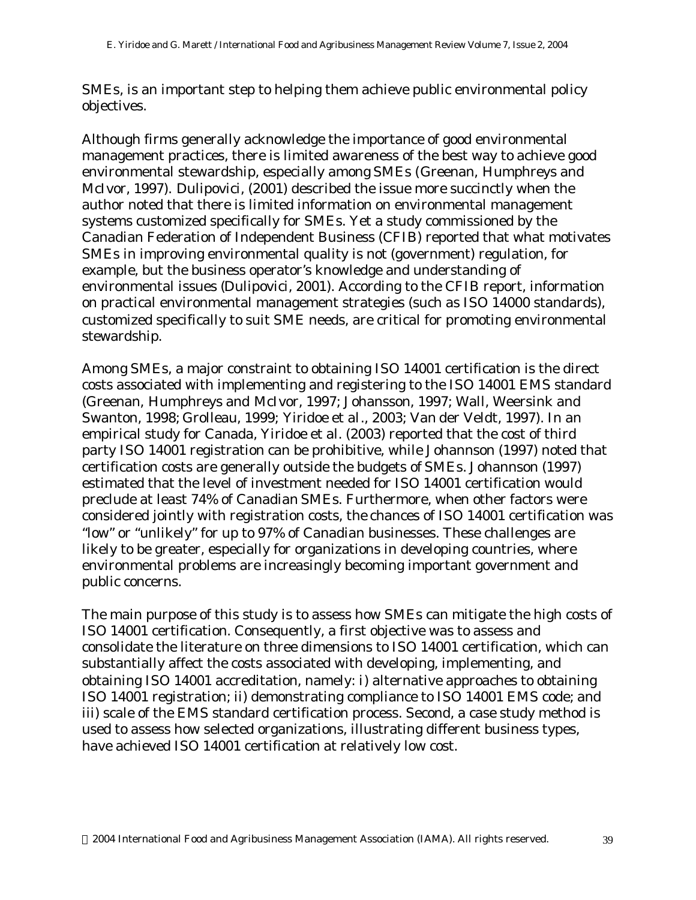SMEs, is an important step to helping them achieve public environmental policy objectives.

Although firms generally acknowledge the importance of good environmental management practices, there is limited awareness of the best way to achieve good environmental stewardship, especially among SMEs (Greenan, Humphreys and McIvor, 1997). Dulipovici, (2001) described the issue more succinctly when the author noted that there is limited information on environmental management systems customized specifically for SMEs. Yet a study commissioned by the Canadian Federation of Independent Business (CFIB) reported that what motivates SMEs in improving environmental quality is not (government) regulation, for example, but the business operator's knowledge and understanding of environmental issues (Dulipovici, 2001). According to the CFIB report, information on practical environmental management strategies (such as ISO 14000 standards), customized specifically to suit SME needs, are critical for promoting environmental stewardship.

Among SMEs, a major constraint to obtaining ISO 14001 certification is the direct costs associated with implementing and registering to the ISO 14001 EMS standard (Greenan, Humphreys and McIvor, 1997; Johansson, 1997; Wall, Weersink and Swanton, 1998; Grolleau, 1999; Yiridoe et al., 2003; Van der Veldt, 1997). In an empirical study for Canada, Yiridoe et al. (2003) reported that the cost of third party ISO 14001 registration can be prohibitive, while Johannson (1997) noted that certification costs are generally outside the budgets of SMEs. Johannson (1997) estimated that the level of investment needed for ISO 14001 certification would preclude at least 74% of Canadian SMEs. Furthermore, when other factors were considered jointly with registration costs, the chances of ISO 14001 certification was "low" or "unlikely" for up to 97% of Canadian businesses. These challenges are likely to be greater, especially for organizations in developing countries, where environmental problems are increasingly becoming important government and public concerns.

The main purpose of this study is to assess how SMEs can mitigate the high costs of ISO 14001 certification. Consequently, a first objective was to assess and consolidate the literature on three dimensions to ISO 14001 certification, which can substantially affect the costs associated with developing, implementing, and obtaining ISO 14001 accreditation, namely: i) alternative approaches to obtaining ISO 14001 registration; ii) demonstrating compliance to ISO 14001 EMS code; and iii) scale of the EMS standard certification process. Second, a case study method is used to assess how selected organizations, illustrating different business types, have achieved ISO 14001 certification at relatively low cost.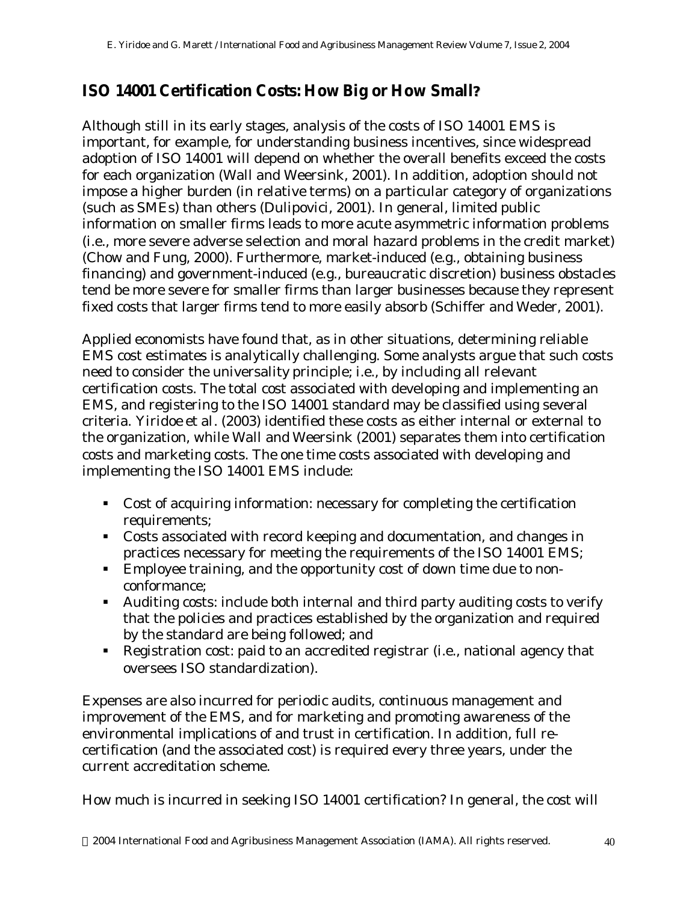## ISO 14001 Certification Costs: How Big or How Small?

Although still in its early stages, analysis of the costs of ISO 14001 EMS is important, for example, for understanding business incentives, since widespread adoption of ISO 14001 will depend on whether the overall benefits exceed the costs for each organization (Wall and Weersink, 2001). In addition, adoption should not impose a higher burden (in relative terms) on a particular category of organizations (such as SMEs) than others (Dulipovici, 2001). In general, limited public information on smaller firms leads to more acute asymmetric information problems (i.e., more severe adverse selection and moral hazard problems in the credit market) (Chow and Fung, 2000). Furthermore, market-induced (e.g., obtaining business financing) and government-induced (e.g., bureaucratic discretion) business obstacles tend be more severe for smaller firms than larger businesses because they represent fixed costs that larger firms tend to more easily absorb (Schiffer and Weder, 2001).

Applied economists have found that, as in other situations, determining reliable EMS cost estimates is analytically challenging. Some analysts argue that such costs need to consider the universality principle; i.e., by including all relevant certification costs. The total cost associated with developing and implementing an EMS, and registering to the ISO 14001 standard may be classified using several criteria. Yiridoe et al. (2003) identified these costs as either internal or external to the organization, while Wall and Weersink (2001) separates them into certification costs and marketing costs. The one time costs associated with developing and implementing the ISO 14001 EMS include:

- Cost of acquiring information: necessary for completing the certification requirements;
- Costs associated with record keeping and documentation, and changes in practices necessary for meeting the requirements of the ISO 14001 EMS;
- Employee training, and the opportunity cost of down time due to non-conformance;
- Auditing costs: include both internal and third party auditing costs to verify that the policies and practices established by the organization and required by the standard are being followed; and
- Registration cost: paid to an accredited registrar (i.e., national agency that oversees ISO standardization).

Expenses are also incurred for periodic audits, continuous management and improvement of the EMS, and for marketing and promoting awareness of the environmental implications of and trust in certification. In addition, full re-certification (and the associated cost) is required every three years, under the current accreditation scheme.

How much is incurred in seeking ISO 14001 certification? In general, the cost will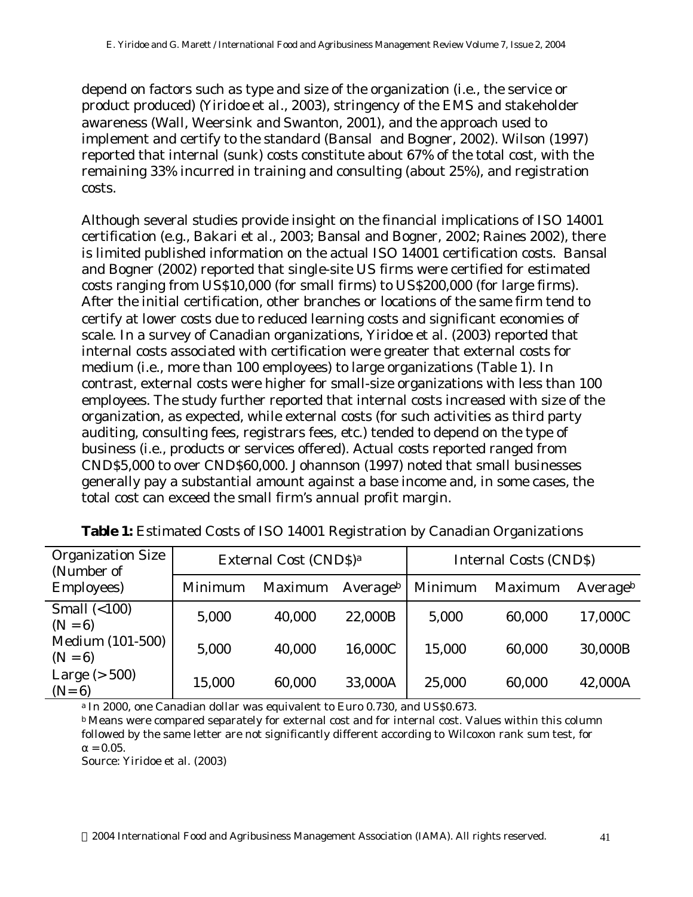depend on factors such as type and size of the organization (i.e., the service or product produced) (Yiridoe et al., 2003), stringency of the EMS and stakeholder awareness (Wall, Weersink and Swanton, 2001), and the approach used to implement and certify to the standard (Bansal and Bogner, 2002). Wilson (1997) reported that internal (sunk) costs constitute about 67% of the total cost, with the remaining 33% incurred in training and consulting (about 25%), and registration costs.

Although several studies provide insight on the financial implications of ISO 14001 certification (e.g., Bakari et al., 2003; Bansal and Bogner, 2002; Raines 2002), there is limited published information on the actual ISO 14001 certification costs. Bansal and Bogner (2002) reported that single-site US firms were certified for estimated costs ranging from US$10,000 (for small firms) to US$200,000 (for large firms). After the initial certification, other branches or locations of the same firm tend to certify at lower costs due to reduced learning costs and significant economies of scale. In a survey of Canadian organizations, Yiridoe et al. (2003) reported that internal costs associated with certification were greater that external costs for medium (i.e., more than 100 employees) to large organizations (Table 1). In contrast, external costs were higher for small-size organizations with less than 100 employees. The study further reported that internal costs increased with size of the organization, as expected, while external costs (for such activities as third party auditing, consulting fees, registrars fees, etc.) tended to depend on the type of business (i.e., products or services offered). Actual costs reported ranged from CND$5,000 to over CND$60,000. Johannson (1997) noted that small businesses generally pay a substantial amount against a base income and, in some cases, the total cost can exceed the small firm's annual profit margin.

**Table 1:** Estimated Costs of ISO 14001 Registration by Canadian Organizations

| Organization Size (Number of Employees) | External Cost (CND$)[a] | | | Internal Costs (CND$) | | |
|---|---|---|---|---|---|---|
| | Minimum | Maximum | Average[b] | Minimum | Maximum | Average[b] |
| Small (<100) (N = 6) | 5,000 | 40,000 | 22,000B | 5,000 | 60,000 | 17,000C |
| Medium (101-500) (N = 6) | 5,000 | 40,000 | 16,000C | 15,000 | 60,000 | 30,000B |
| Large (> 500) (N= 6) | 15,000 | 60,000 | 33,000A | 25,000 | 60,000 | 42,000A |

[a] In 2000, one Canadian dollar was equivalent to Euro 0.730, and US$0.673.
[b] Means were compared separately for external cost and for internal cost. Values within this column followed by the same letter are not significantly different according to Wilcoxon rank sum test, for $\alpha = 0.05$.
Source: Yiridoe et al. (2003)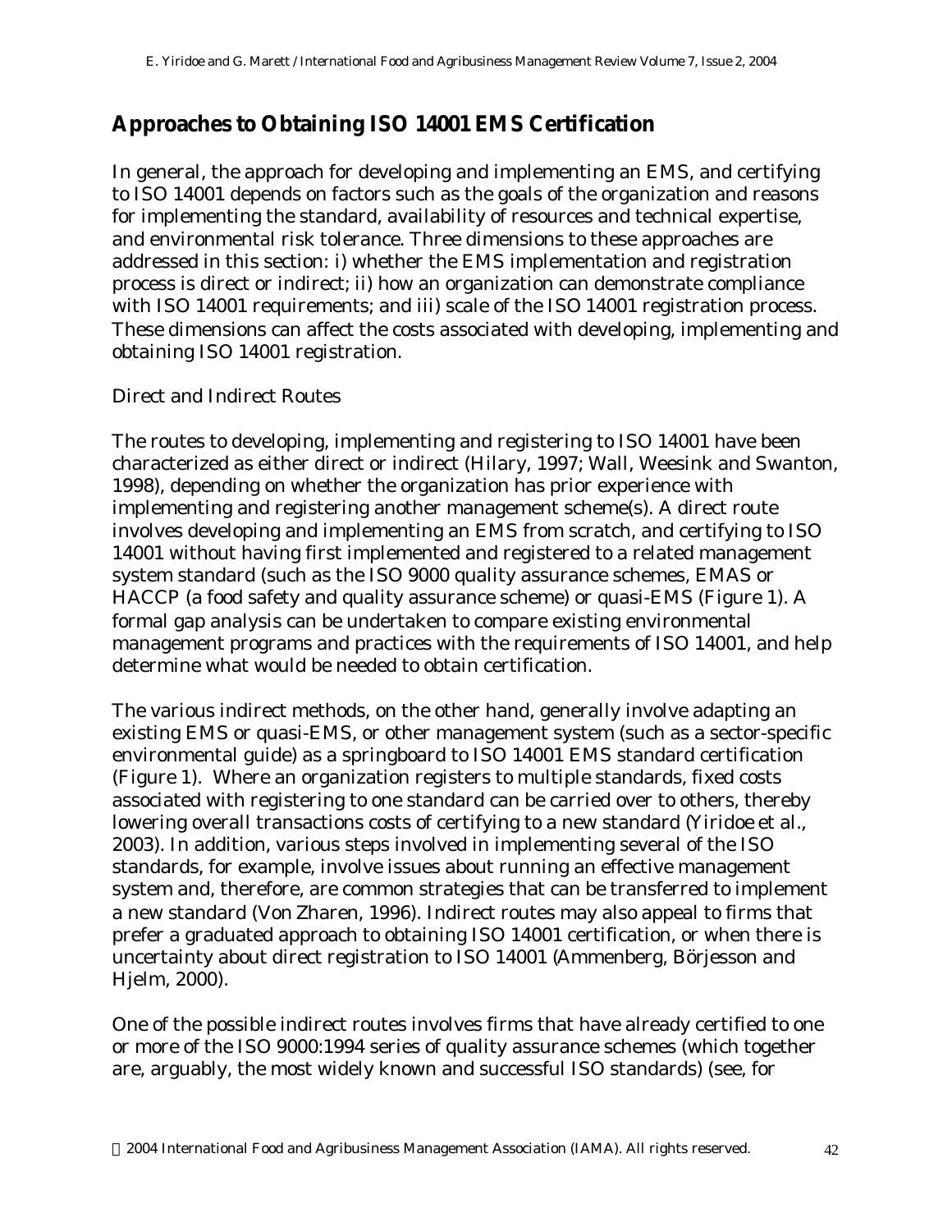## Approaches to Obtaining ISO 14001 EMS Certification

In general, the approach for developing and implementing an EMS, and certifying to ISO 14001 depends on factors such as the goals of the organization and reasons for implementing the standard, availability of resources and technical expertise, and environmental risk tolerance. Three dimensions to these approaches are addressed in this section: i) whether the EMS implementation and registration process is direct or indirect; ii) how an organization can demonstrate compliance with ISO 14001 requirements; and iii) scale of the ISO 14001 registration process. These dimensions can affect the costs associated with developing, implementing and obtaining ISO 14001 registration.

### Direct and Indirect Routes

The routes to developing, implementing and registering to ISO 14001 have been characterized as either direct or indirect (Hilary, 1997; Wall, Weesink and Swanton, 1998), depending on whether the organization has prior experience with implementing and registering another management scheme(s). A direct route involves developing and implementing an EMS from scratch, and certifying to ISO 14001 without having first implemented and registered to a related management system standard (such as the ISO 9000 quality assurance schemes, EMAS or HACCP (a food safety and quality assurance scheme) or quasi-EMS (Figure 1). A formal gap analysis can be undertaken to compare existing environmental management programs and practices with the requirements of ISO 14001, and help determine what would be needed to obtain certification.

The various indirect methods, on the other hand, generally involve adapting an existing EMS or quasi-EMS, or other management system (such as a sector-specific environmental guide) as a springboard to ISO 14001 EMS standard certification (Figure 1). Where an organization registers to multiple standards, fixed costs associated with registering to one standard can be carried over to others, thereby lowering overall transactions costs of certifying to a new standard (Yiridoe et al., 2003). In addition, various steps involved in implementing several of the ISO standards, for example, involve issues about running an effective management system and, therefore, are common strategies that can be transferred to implement a new standard (Von Zharen, 1996). Indirect routes may also appeal to firms that prefer a graduated approach to obtaining ISO 14001 certification, or when there is uncertainty about direct registration to ISO 14001 (Ammenberg, Börjesson and Hjelm, 2000).

One of the possible indirect routes involves firms that have already certified to one or more of the ISO 9000:1994 series of quality assurance schemes (which together are, arguably, the most widely known and successful ISO standards) (see, for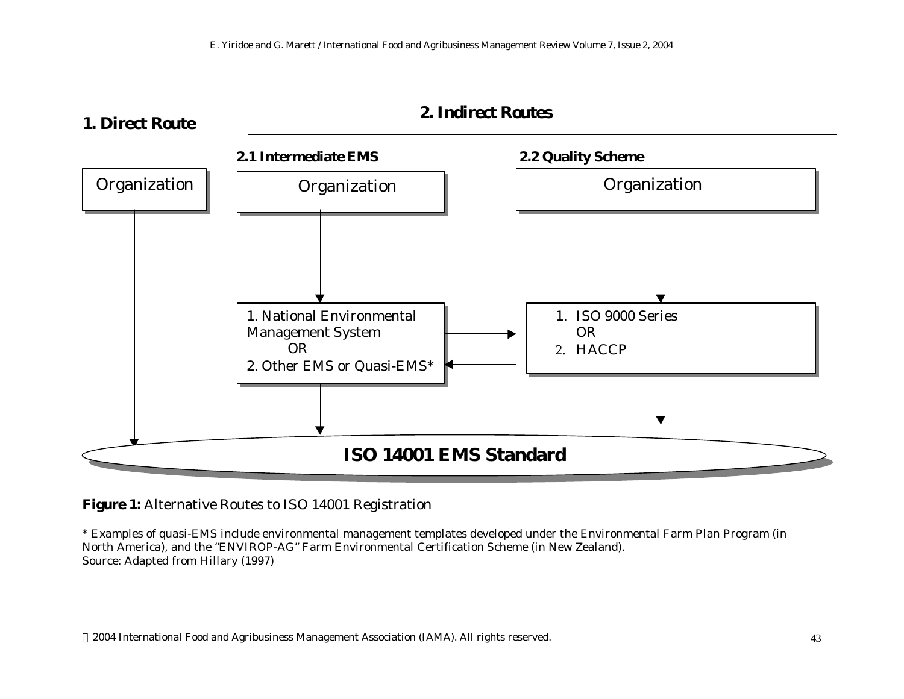**1. Direct Route**

**2. Indirect Routes**

**2.1 Intermediate EMS**

**2.2 Quality Scheme**

Organization

Organization

Organization

1. National Environmental Management System
OR
2. Other EMS or Quasi-EMS*

1. ISO 9000 Series
OR
2. HACCP

**ISO 14001 EMS Standard**

**Figure 1:** Alternative Routes to ISO 14001 Registration

* Examples of quasi-EMS include environmental management templates developed under the Environmental Farm Plan Program (in North America), and the "ENVIROP-AG" Farm Environmental Certification Scheme (in New Zealand).
Source: Adapted from Hillary (1997)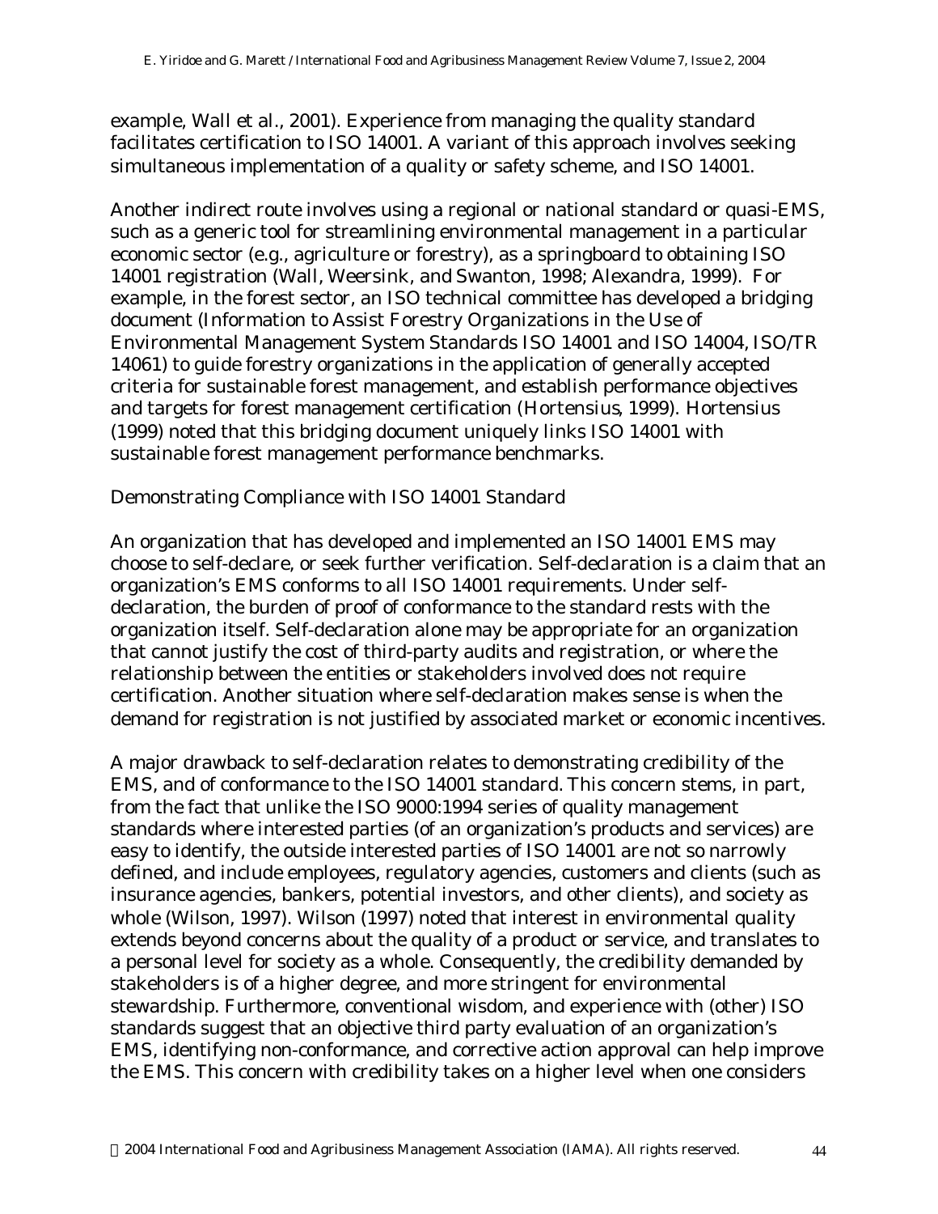example, Wall et al., 2001). Experience from managing the quality standard facilitates certification to ISO 14001. A variant of this approach involves seeking simultaneous implementation of a quality or safety scheme, and ISO 14001.

Another indirect route involves using a regional or national standard or quasi-EMS, such as a generic tool for streamlining environmental management in a particular economic sector (e.g., agriculture or forestry), as a springboard to obtaining ISO 14001 registration (Wall, Weersink, and Swanton, 1998; Alexandra, 1999). For example, in the forest sector, an ISO technical committee has developed a bridging document (Information to Assist Forestry Organizations in the Use of Environmental Management System Standards ISO 14001 and ISO 14004, ISO/TR 14061) to guide forestry organizations in the application of generally accepted criteria for sustainable forest management, and establish performance objectives and targets for forest management certification (Hortensius, 1999). Hortensius (1999) noted that this bridging document uniquely links ISO 14001 with sustainable forest management performance benchmarks.

## Demonstrating Compliance with ISO 14001 Standard

An organization that has developed and implemented an ISO 14001 EMS may choose to self-declare, or seek further verification. Self-declaration is a claim that an organization's EMS conforms to all ISO 14001 requirements. Under self-declaration, the burden of proof of conformance to the standard rests with the organization itself. Self-declaration alone may be appropriate for an organization that cannot justify the cost of third-party audits and registration, or where the relationship between the entities or stakeholders involved does not require certification. Another situation where self-declaration makes sense is when the demand for registration is not justified by associated market or economic incentives.

A major drawback to self-declaration relates to demonstrating credibility of the EMS, and of conformance to the ISO 14001 standard. This concern stems, in part, from the fact that unlike the ISO 9000:1994 series of quality management standards where interested parties (of an organization's products and services) are easy to identify, the outside interested parties of ISO 14001 are not so narrowly defined, and include employees, regulatory agencies, customers and clients (such as insurance agencies, bankers, potential investors, and other clients), and society as whole (Wilson, 1997). Wilson (1997) noted that interest in environmental quality extends beyond concerns about the quality of a product or service, and translates to a personal level for society as a whole. Consequently, the credibility demanded by stakeholders is of a higher degree, and more stringent for environmental stewardship. Furthermore, conventional wisdom, and experience with (other) ISO standards suggest that an objective third party evaluation of an organization's EMS, identifying non-conformance, and corrective action approval can help improve the EMS. This concern with credibility takes on a higher level when one considers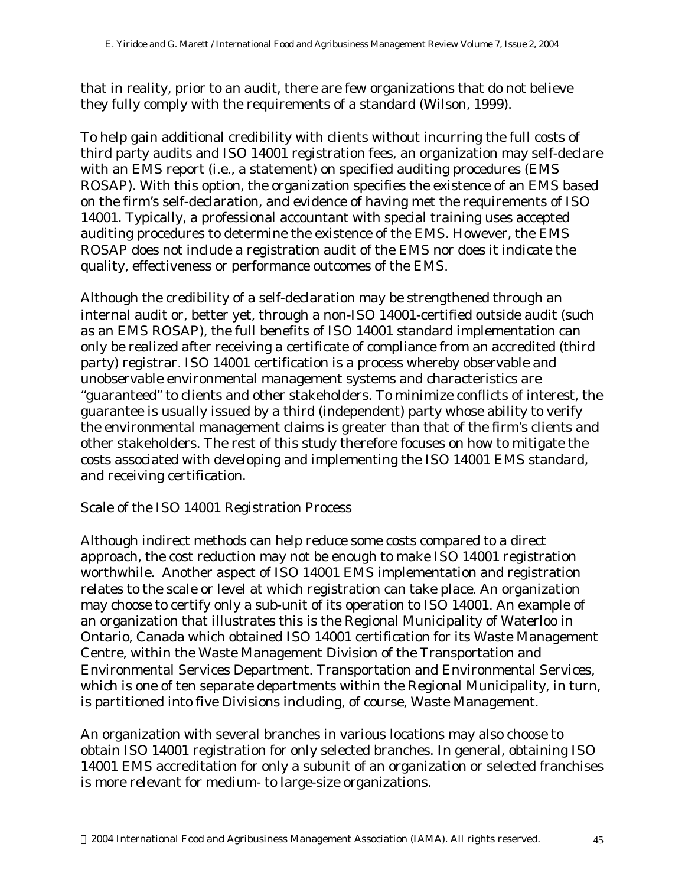that in reality, prior to an audit, there are few organizations that do not believe they fully comply with the requirements of a standard (Wilson, 1999).

To help gain additional credibility with clients without incurring the full costs of third party audits and ISO 14001 registration fees, an organization may self-declare with an EMS report (i.e., a statement) on specified auditing procedures (EMS ROSAP). With this option, the organization specifies the existence of an EMS based on the firm's self-declaration, and evidence of having met the requirements of ISO 14001. Typically, a professional accountant with special training uses accepted auditing procedures to determine the existence of the EMS. However, the EMS ROSAP does not include a registration audit of the EMS nor does it indicate the quality, effectiveness or performance outcomes of the EMS.

Although the credibility of a self-declaration may be strengthened through an internal audit or, better yet, through a non-ISO 14001-certified outside audit (such as an EMS ROSAP), the full benefits of ISO 14001 standard implementation can only be realized after receiving a certificate of compliance from an accredited (third party) registrar. ISO 14001 certification is a process whereby observable and unobservable environmental management systems and characteristics are "guaranteed" to clients and other stakeholders. To minimize conflicts of interest, the guarantee is usually issued by a third (independent) party whose ability to verify the environmental management claims is greater than that of the firm's clients and other stakeholders. The rest of this study therefore focuses on how to mitigate the costs associated with developing and implementing the ISO 14001 EMS standard, and receiving certification.

### Scale of the ISO 14001 Registration Process

Although indirect methods can help reduce some costs compared to a direct approach, the cost reduction may not be enough to make ISO 14001 registration worthwhile. Another aspect of ISO 14001 EMS implementation and registration relates to the scale or level at which registration can take place. An organization may choose to certify only a sub-unit of its operation to ISO 14001. An example of an organization that illustrates this is the Regional Municipality of Waterloo in Ontario, Canada which obtained ISO 14001 certification for its Waste Management Centre, within the Waste Management Division of the Transportation and Environmental Services Department. Transportation and Environmental Services, which is one of ten separate departments within the Regional Municipality, in turn, is partitioned into five Divisions including, of course, Waste Management.

An organization with several branches in various locations may also choose to obtain ISO 14001 registration for only selected branches. In general, obtaining ISO 14001 EMS accreditation for only a subunit of an organization or selected franchises is more relevant for medium- to large-size organizations.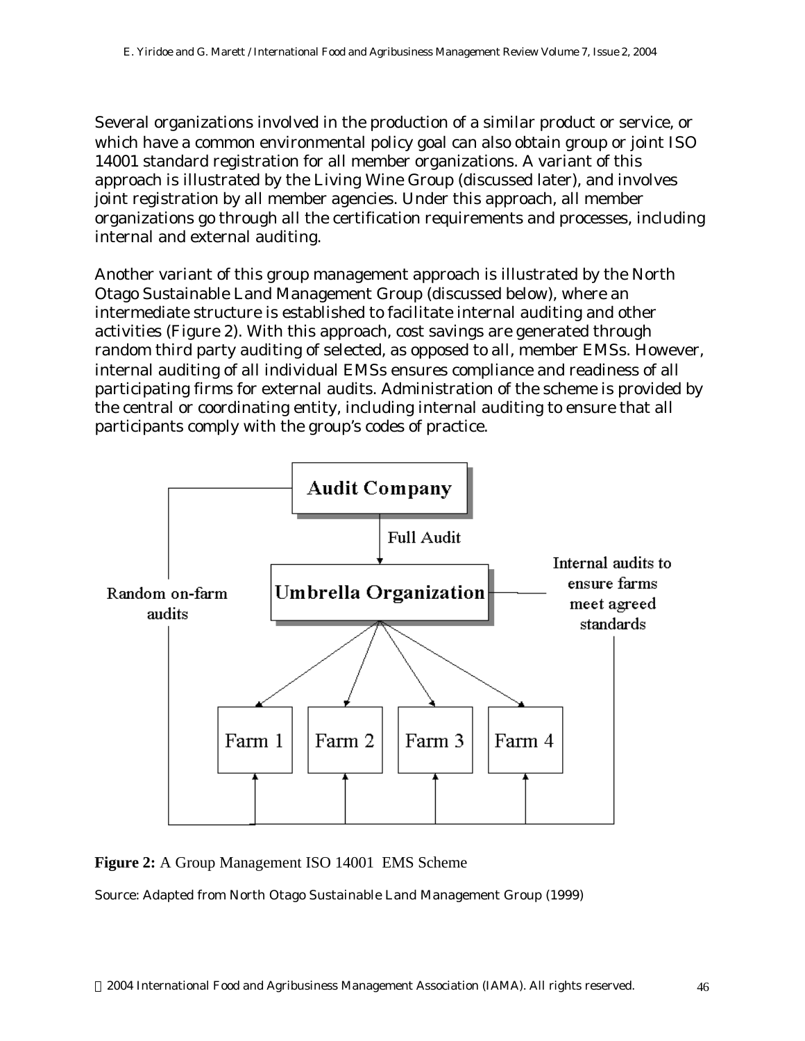Several organizations involved in the production of a similar product or service, or which have a common environmental policy goal can also obtain group or joint ISO 14001 standard registration for all member organizations. A variant of this approach is illustrated by the Living Wine Group (discussed later), and involves joint registration by all member agencies. Under this approach, all member organizations go through all the certification requirements and processes, including internal and external auditing.

Another variant of this group management approach is illustrated by the North Otago Sustainable Land Management Group (discussed below), where an intermediate structure is established to facilitate internal auditing and other activities (Figure 2). With this approach, cost savings are generated through random third party auditing of selected, as opposed to all, member EMSs. However, internal auditing of all individual EMSs ensures compliance and readiness of all participating firms for external audits. Administration of the scheme is provided by the central or coordinating entity, including internal auditing to ensure that all participants comply with the group's codes of practice.

Audit Company

Full Audit

Umbrella Organization

Random on-farm audits

Internal audits to ensure farms meet agreed standards

Farm 1 | Farm 2 | Farm 3 | Farm 4

**Figure 2:** A Group Management ISO 14001 EMS Scheme

Source: Adapted from North Otago Sustainable Land Management Group (1999)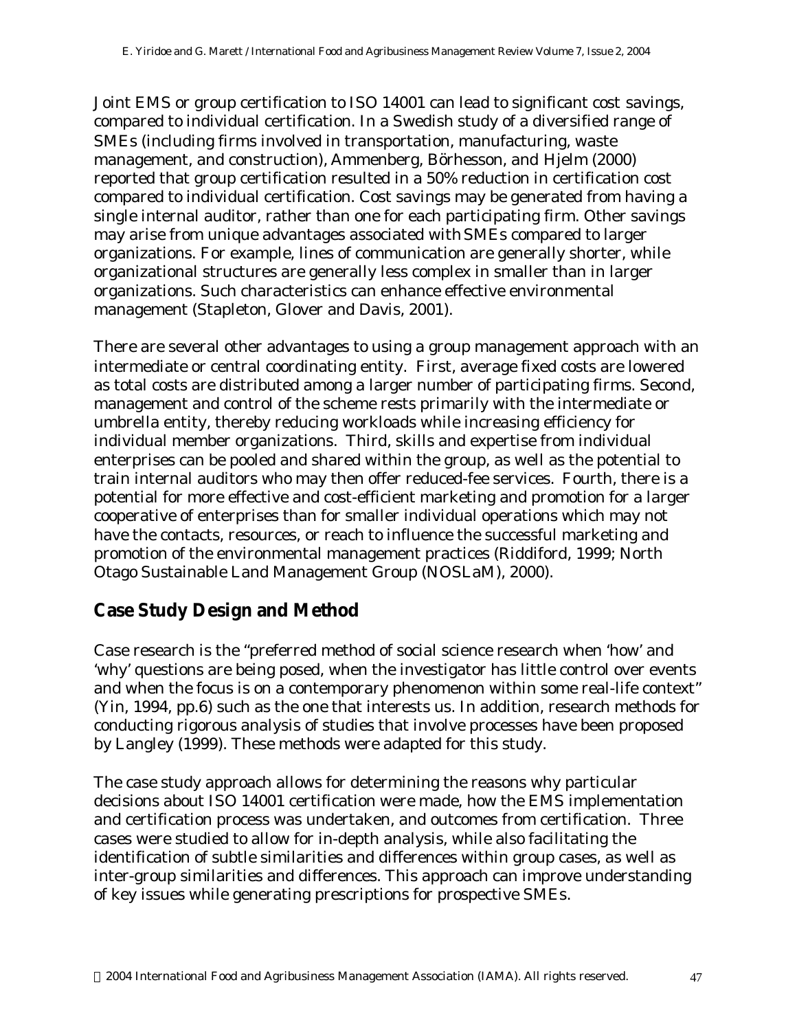Joint EMS or group certification to ISO 14001 can lead to significant cost savings, compared to individual certification. In a Swedish study of a diversified range of SMEs (including firms involved in transportation, manufacturing, waste management, and construction), Ammenberg, Börhesson, and Hjelm (2000) reported that group certification resulted in a 50% reduction in certification cost compared to individual certification. Cost savings may be generated from having a single internal auditor, rather than one for each participating firm. Other savings may arise from unique advantages associated with SMEs compared to larger organizations. For example, lines of communication are generally shorter, while organizational structures are generally less complex in smaller than in larger organizations. Such characteristics can enhance effective environmental management (Stapleton, Glover and Davis, 2001).

There are several other advantages to using a group management approach with an intermediate or central coordinating entity. First, average fixed costs are lowered as total costs are distributed among a larger number of participating firms. Second, management and control of the scheme rests primarily with the intermediate or umbrella entity, thereby reducing workloads while increasing efficiency for individual member organizations. Third, skills and expertise from individual enterprises can be pooled and shared within the group, as well as the potential to train internal auditors who may then offer reduced-fee services. Fourth, there is a potential for more effective and cost-efficient marketing and promotion for a larger cooperative of enterprises than for smaller individual operations which may not have the contacts, resources, or reach to influence the successful marketing and promotion of the environmental management practices (Riddiford, 1999; North Otago Sustainable Land Management Group (NOSLaM), 2000).

## Case Study Design and Method

Case research is the "preferred method of social science research when 'how' and 'why' questions are being posed, when the investigator has little control over events and when the focus is on a contemporary phenomenon within some real-life context" (Yin, 1994, pp.6) such as the one that interests us. In addition, research methods for conducting rigorous analysis of studies that involve processes have been proposed by Langley (1999). These methods were adapted for this study.

The case study approach allows for determining the reasons why particular decisions about ISO 14001 certification were made, how the EMS implementation and certification process was undertaken, and outcomes from certification. Three cases were studied to allow for in-depth analysis, while also facilitating the identification of subtle similarities and differences within group cases, as well as inter-group similarities and differences. This approach can improve understanding of key issues while generating prescriptions for prospective SMEs.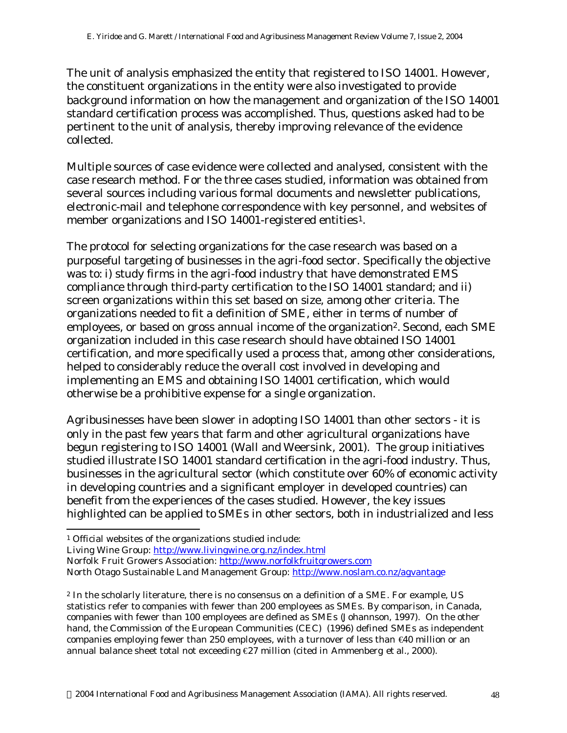The unit of analysis emphasized the entity that registered to ISO 14001. However, the constituent organizations in the entity were also investigated to provide background information on how the management and organization of the ISO 14001 standard certification process was accomplished. Thus, questions asked had to be pertinent to the unit of analysis, thereby improving relevance of the evidence collected.

Multiple sources of case evidence were collected and analysed, consistent with the case research method. For the three cases studied, information was obtained from several sources including various formal documents and newsletter publications, electronic-mail and telephone correspondence with key personnel, and websites of member organizations and ISO 14001-registered entities[1].

The protocol for selecting organizations for the case research was based on a purposeful targeting of businesses in the agri-food sector. Specifically the objective was to: i) study firms in the agri-food industry that have demonstrated EMS compliance through third-party certification to the ISO 14001 standard; and ii) screen organizations within this set based on size, among other criteria. The organizations needed to fit a definition of SME, either in terms of number of employees, or based on gross annual income of the organization[2]. Second, each SME organization included in this case research should have obtained ISO 14001 certification, and more specifically used a process that, among other considerations, helped to considerably reduce the overall cost involved in developing and implementing an EMS and obtaining ISO 14001 certification, which would otherwise be a prohibitive expense for a single organization.

Agribusinesses have been slower in adopting ISO 14001 than other sectors - it is only in the past few years that farm and other agricultural organizations have begun registering to ISO 14001 (Wall and Weersink, 2001). The group initiatives studied illustrate ISO 14001 standard certification in the agri-food industry. Thus, businesses in the agricultural sector (which constitute over 60% of economic activity in developing countries and a significant employer in developed countries) can benefit from the experiences of the cases studied. However, the key issues highlighted can be applied to SMEs in other sectors, both in industrialized and less

---

[1] Official websites of the organizations studied include:
Living Wine Group: http://www.livingwine.org.nz/index.html
Norfolk Fruit Growers Association: http://www.norfolkfruitgrowers.com
North Otago Sustainable Land Management Group: http://www.noslam.co.nz/agvantage

[2] In the scholarly literature, there is no consensus on a definition of a SME. For example, US statistics refer to companies with fewer than 200 employees as SMEs. By comparison, in Canada, companies with fewer than 100 employees are defined as SMEs (Johannson, 1997). On the other hand, the Commission of the European Communities (CEC) (1996) defined SMEs as independent companies employing fewer than 250 employees, with a turnover of less than €40 million or an annual balance sheet total not exceeding €27 million (cited in Ammenberg et al., 2000).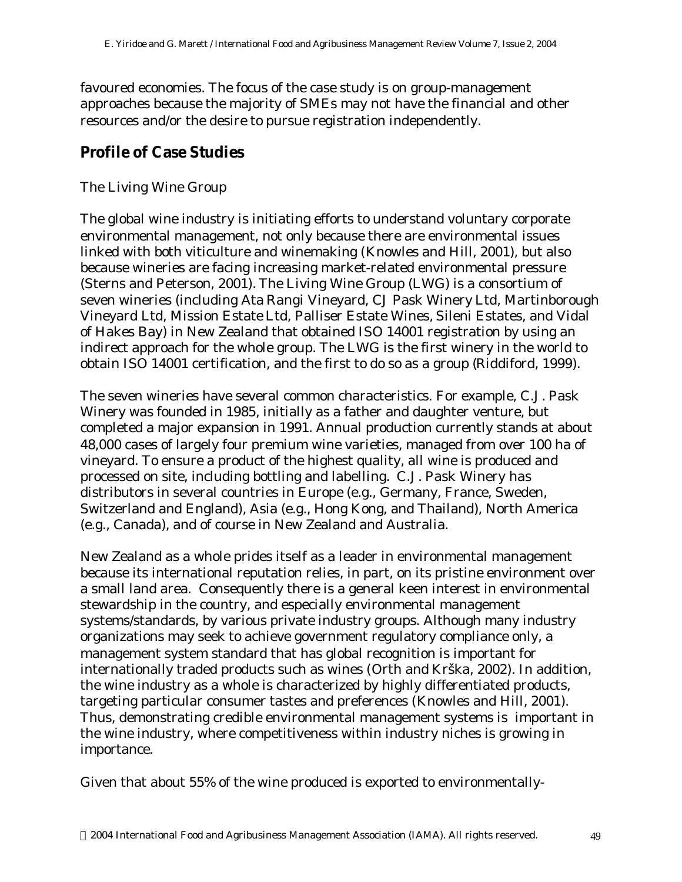favoured economies. The focus of the case study is on group-management approaches because the majority of SMEs may not have the financial and other resources and/or the desire to pursue registration independently.

## Profile of Case Studies

### The Living Wine Group

The global wine industry is initiating efforts to understand voluntary corporate environmental management, not only because there are environmental issues linked with both viticulture and winemaking (Knowles and Hill, 2001), but also because wineries are facing increasing market-related environmental pressure (Sterns and Peterson, 2001). The Living Wine Group (LWG) is a consortium of seven wineries (including Ata Rangi Vineyard, CJ Pask Winery Ltd, Martinborough Vineyard Ltd, Mission Estate Ltd, Palliser Estate Wines, Sileni Estates, and Vidal of Hakes Bay) in New Zealand that obtained ISO 14001 registration by using an indirect approach for the whole group. The LWG is the first winery in the world to obtain ISO 14001 certification, and the first to do so as a group (Riddiford, 1999).

The seven wineries have several common characteristics. For example, C.J. Pask Winery was founded in 1985, initially as a father and daughter venture, but completed a major expansion in 1991. Annual production currently stands at about 48,000 cases of largely four premium wine varieties, managed from over 100 ha of vineyard. To ensure a product of the highest quality, all wine is produced and processed on site, including bottling and labelling. C.J. Pask Winery has distributors in several countries in Europe (e.g., Germany, France, Sweden, Switzerland and England), Asia (e.g., Hong Kong, and Thailand), North America (e.g., Canada), and of course in New Zealand and Australia.

New Zealand as a whole prides itself as a leader in environmental management because its international reputation relies, in part, on its pristine environment over a small land area. Consequently there is a general keen interest in environmental stewardship in the country, and especially environmental management systems/standards, by various private industry groups. Although many industry organizations may seek to achieve government regulatory compliance only, a management system standard that has global recognition is important for internationally traded products such as wines (Orth and Krška, 2002). In addition, the wine industry as a whole is characterized by highly differentiated products, targeting particular consumer tastes and preferences (Knowles and Hill, 2001). Thus, demonstrating credible environmental management systems is important in the wine industry, where competitiveness within industry niches is growing in importance.

Given that about 55% of the wine produced is exported to environmentally-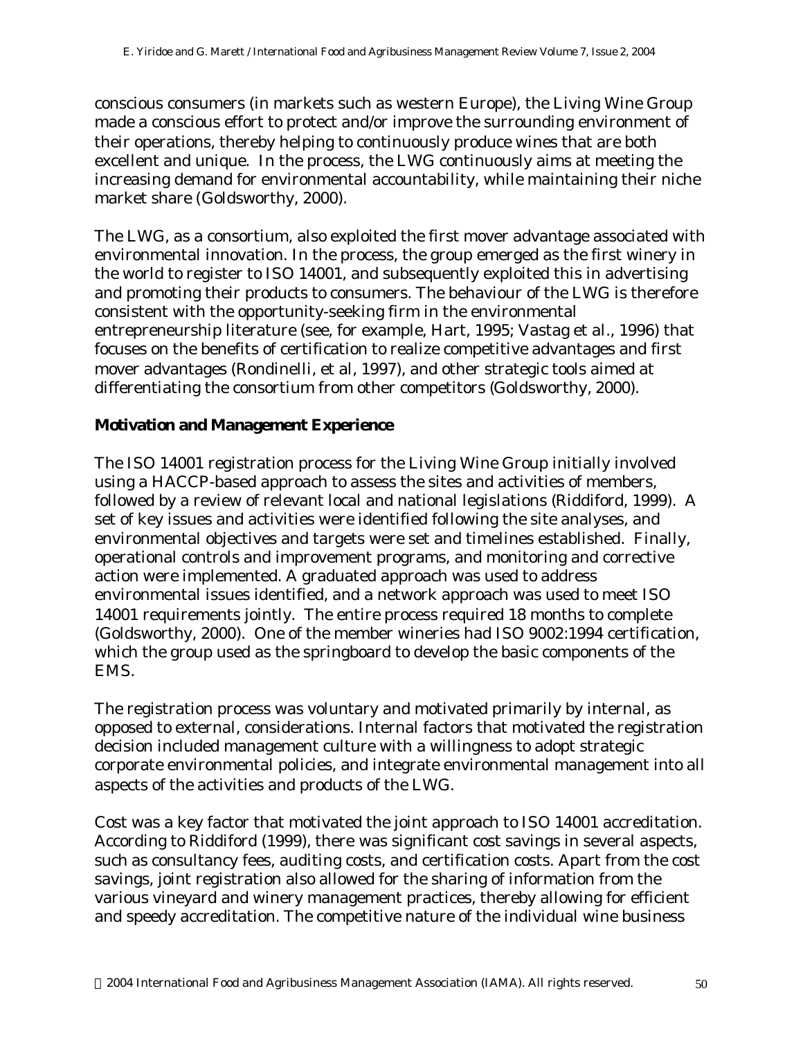conscious consumers (in markets such as western Europe), the Living Wine Group made a conscious effort to protect and/or improve the surrounding environment of their operations, thereby helping to continuously produce wines that are both excellent and unique. In the process, the LWG continuously aims at meeting the increasing demand for environmental accountability, while maintaining their niche market share (Goldsworthy, 2000).

The LWG, as a consortium, also exploited the first mover advantage associated with environmental innovation. In the process, the group emerged as the first winery in the world to register to ISO 14001, and subsequently exploited this in advertising and promoting their products to consumers. The behaviour of the LWG is therefore consistent with the opportunity-seeking firm in the environmental entrepreneurship literature (see, for example, Hart, 1995; Vastag et al., 1996) that focuses on the benefits of certification to realize competitive advantages and first mover advantages (Rondinelli, et al, 1997), and other strategic tools aimed at differentiating the consortium from other competitors (Goldsworthy, 2000).

**Motivation and Management Experience**

The ISO 14001 registration process for the Living Wine Group initially involved using a HACCP-based approach to assess the sites and activities of members, followed by a review of relevant local and national legislations (Riddiford, 1999). A set of key issues and activities were identified following the site analyses, and environmental objectives and targets were set and timelines established. Finally, operational controls and improvement programs, and monitoring and corrective action were implemented. A graduated approach was used to address environmental issues identified, and a network approach was used to meet ISO 14001 requirements jointly. The entire process required 18 months to complete (Goldsworthy, 2000). One of the member wineries had ISO 9002:1994 certification, which the group used as the springboard to develop the basic components of the EMS.

The registration process was voluntary and motivated primarily by internal, as opposed to external, considerations. Internal factors that motivated the registration decision included management culture with a willingness to adopt strategic corporate environmental policies, and integrate environmental management into all aspects of the activities and products of the LWG.

Cost was a key factor that motivated the joint approach to ISO 14001 accreditation. According to Riddiford (1999), there was significant cost savings in several aspects, such as consultancy fees, auditing costs, and certification costs. Apart from the cost savings, joint registration also allowed for the sharing of information from the various vineyard and winery management practices, thereby allowing for efficient and speedy accreditation. The competitive nature of the individual wine business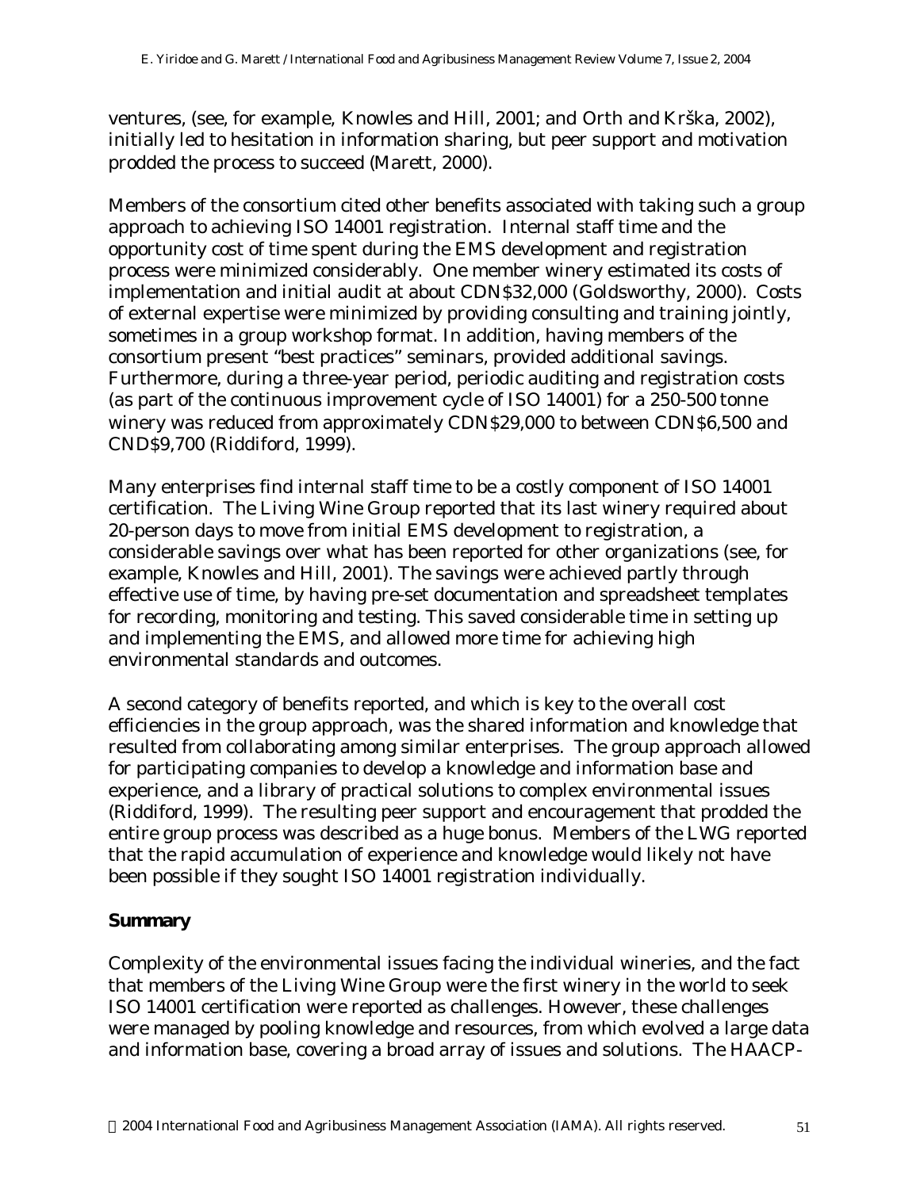ventures, (see, for example, Knowles and Hill, 2001; and Orth and Krška, 2002), initially led to hesitation in information sharing, but peer support and motivation prodded the process to succeed (Marett, 2000).

Members of the consortium cited other benefits associated with taking such a group approach to achieving ISO 14001 registration. Internal staff time and the opportunity cost of time spent during the EMS development and registration process were minimized considerably. One member winery estimated its costs of implementation and initial audit at about CDN$32,000 (Goldsworthy, 2000). Costs of external expertise were minimized by providing consulting and training jointly, sometimes in a group workshop format. In addition, having members of the consortium present "best practices" seminars, provided additional savings. Furthermore, during a three-year period, periodic auditing and registration costs (as part of the continuous improvement cycle of ISO 14001) for a 250-500 tonne winery was reduced from approximately CDN$29,000 to between CDN$6,500 and CND$9,700 (Riddiford, 1999).

Many enterprises find internal staff time to be a costly component of ISO 14001 certification. The Living Wine Group reported that its last winery required about 20-person days to move from initial EMS development to registration, a considerable savings over what has been reported for other organizations (see, for example, Knowles and Hill, 2001). The savings were achieved partly through effective use of time, by having pre-set documentation and spreadsheet templates for recording, monitoring and testing. This saved considerable time in setting up and implementing the EMS, and allowed more time for achieving high environmental standards and outcomes.

A second category of benefits reported, and which is key to the overall cost efficiencies in the group approach, was the shared information and knowledge that resulted from collaborating among similar enterprises. The group approach allowed for participating companies to develop a knowledge and information base and experience, and a library of practical solutions to complex environmental issues (Riddiford, 1999). The resulting peer support and encouragement that prodded the entire group process was described as a huge bonus. Members of the LWG reported that the rapid accumulation of experience and knowledge would likely not have been possible if they sought ISO 14001 registration individually.

**Summary**

Complexity of the environmental issues facing the individual wineries, and the fact that members of the Living Wine Group were the first winery in the world to seek ISO 14001 certification were reported as challenges. However, these challenges were managed by pooling knowledge and resources, from which evolved a large data and information base, covering a broad array of issues and solutions. The HAACP-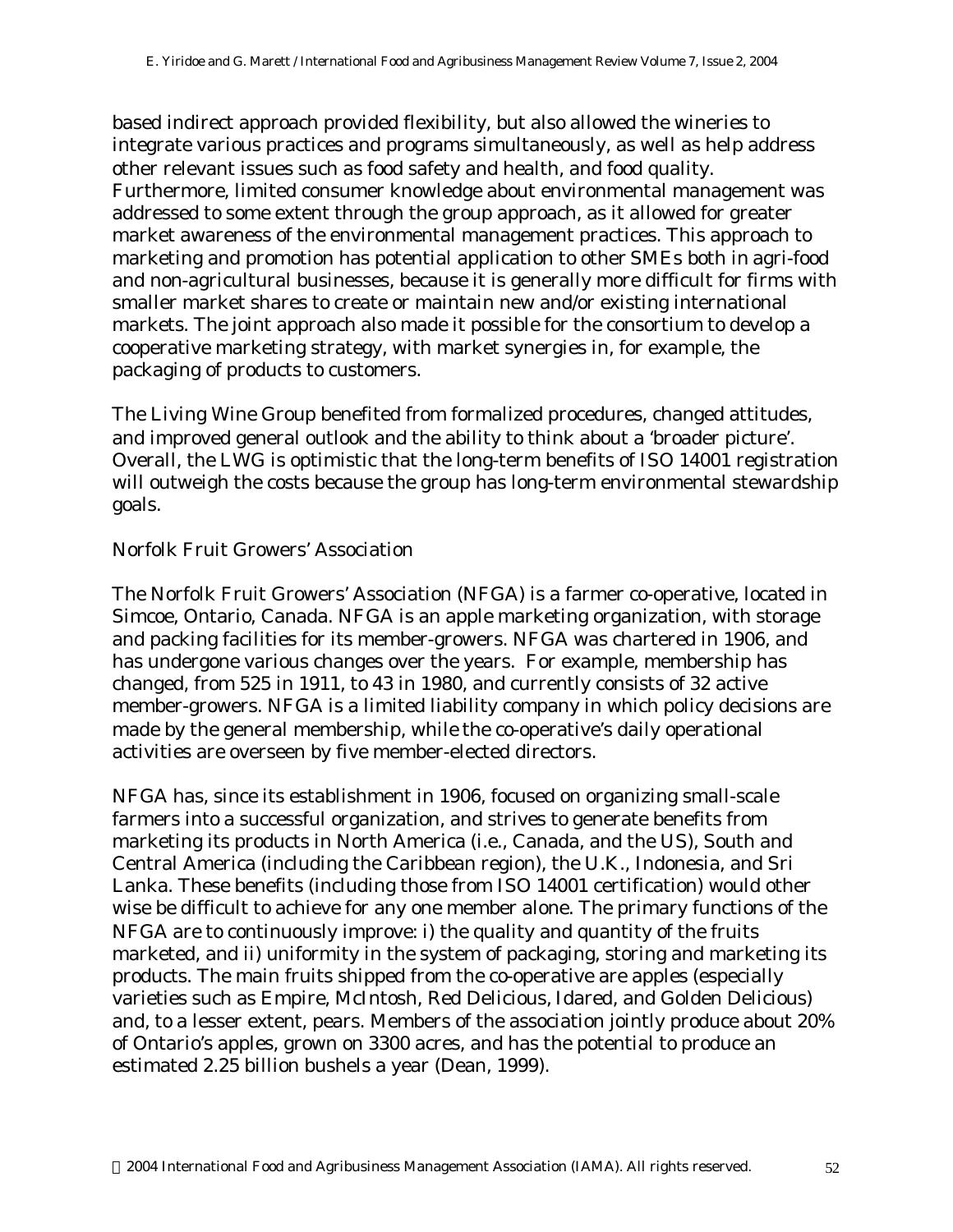based indirect approach provided flexibility, but also allowed the wineries to integrate various practices and programs simultaneously, as well as help address other relevant issues such as food safety and health, and food quality. Furthermore, limited consumer knowledge about environmental management was addressed to some extent through the group approach, as it allowed for greater market awareness of the environmental management practices. This approach to marketing and promotion has potential application to other SMEs both in agri-food and non-agricultural businesses, because it is generally more difficult for firms with smaller market shares to create or maintain new and/or existing international markets. The joint approach also made it possible for the consortium to develop a cooperative marketing strategy, with market synergies in, for example, the packaging of products to customers.

The Living Wine Group benefited from formalized procedures, changed attitudes, and improved general outlook and the ability to think about a 'broader picture'. Overall, the LWG is optimistic that the long-term benefits of ISO 14001 registration will outweigh the costs because the group has long-term environmental stewardship goals.

### Norfolk Fruit Growers' Association

The Norfolk Fruit Growers' Association (NFGA) is a farmer co-operative, located in Simcoe, Ontario, Canada. NFGA is an apple marketing organization, with storage and packing facilities for its member-growers. NFGA was chartered in 1906, and has undergone various changes over the years. For example, membership has changed, from 525 in 1911, to 43 in 1980, and currently consists of 32 active member-growers. NFGA is a limited liability company in which policy decisions are made by the general membership, while the co-operative's daily operational activities are overseen by five member-elected directors.

NFGA has, since its establishment in 1906, focused on organizing small-scale farmers into a successful organization, and strives to generate benefits from marketing its products in North America (i.e., Canada, and the US), South and Central America (including the Caribbean region), the U.K., Indonesia, and Sri Lanka. These benefits (including those from ISO 14001 certification) would other wise be difficult to achieve for any one member alone. The primary functions of the NFGA are to continuously improve: i) the quality and quantity of the fruits marketed, and ii) uniformity in the system of packaging, storing and marketing its products. The main fruits shipped from the co-operative are apples (especially varieties such as Empire, McIntosh, Red Delicious, Idared, and Golden Delicious) and, to a lesser extent, pears. Members of the association jointly produce about 20% of Ontario's apples, grown on 3300 acres, and has the potential to produce an estimated 2.25 billion bushels a year (Dean, 1999).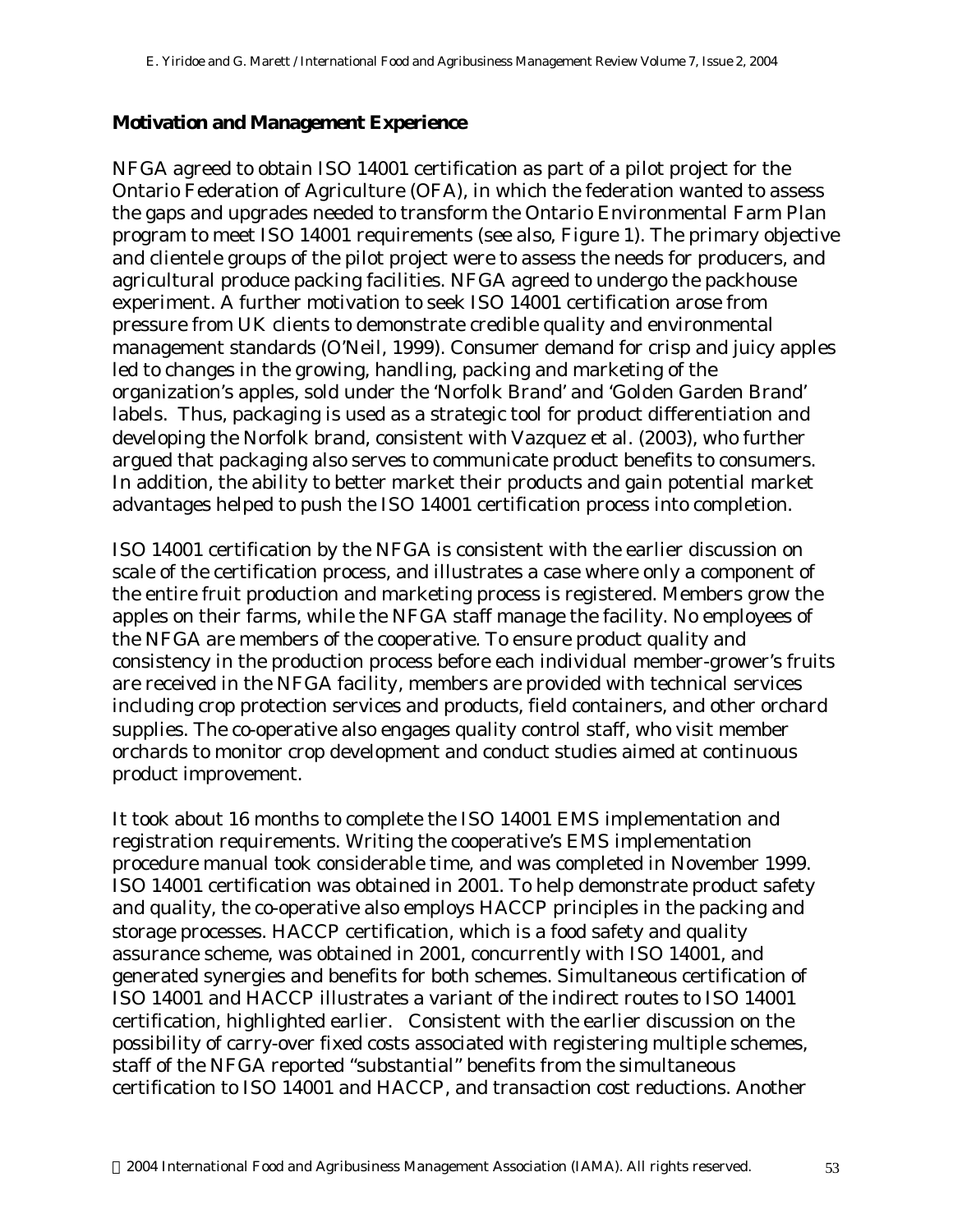## Motivation and Management Experience

NFGA agreed to obtain ISO 14001 certification as part of a pilot project for the Ontario Federation of Agriculture (OFA), in which the federation wanted to assess the gaps and upgrades needed to transform the Ontario Environmental Farm Plan program to meet ISO 14001 requirements (see also, Figure 1). The primary objective and clientele groups of the pilot project were to assess the needs for producers, and agricultural produce packing facilities. NFGA agreed to undergo the packhouse experiment. A further motivation to seek ISO 14001 certification arose from pressure from UK clients to demonstrate credible quality and environmental management standards (O'Neil, 1999). Consumer demand for crisp and juicy apples led to changes in the growing, handling, packing and marketing of the organization's apples, sold under the 'Norfolk Brand' and 'Golden Garden Brand' labels. Thus, packaging is used as a strategic tool for product differentiation and developing the Norfolk brand, consistent with Vazquez et al. (2003), who further argued that packaging also serves to communicate product benefits to consumers. In addition, the ability to better market their products and gain potential market advantages helped to push the ISO 14001 certification process into completion.

ISO 14001 certification by the NFGA is consistent with the earlier discussion on scale of the certification process, and illustrates a case where only a component of the entire fruit production and marketing process is registered. Members grow the apples on their farms, while the NFGA staff manage the facility. No employees of the NFGA are members of the cooperative. To ensure product quality and consistency in the production process before each individual member-grower's fruits are received in the NFGA facility, members are provided with technical services including crop protection services and products, field containers, and other orchard supplies. The co-operative also engages quality control staff, who visit member orchards to monitor crop development and conduct studies aimed at continuous product improvement.

It took about 16 months to complete the ISO 14001 EMS implementation and registration requirements. Writing the cooperative's EMS implementation procedure manual took considerable time, and was completed in November 1999. ISO 14001 certification was obtained in 2001. To help demonstrate product safety and quality, the co-operative also employs HACCP principles in the packing and storage processes. HACCP certification, which is a food safety and quality assurance scheme, was obtained in 2001, concurrently with ISO 14001, and generated synergies and benefits for both schemes. Simultaneous certification of ISO 14001 and HACCP illustrates a variant of the indirect routes to ISO 14001 certification, highlighted earlier. Consistent with the earlier discussion on the possibility of carry-over fixed costs associated with registering multiple schemes, staff of the NFGA reported "substantial" benefits from the simultaneous certification to ISO 14001 and HACCP, and transaction cost reductions. Another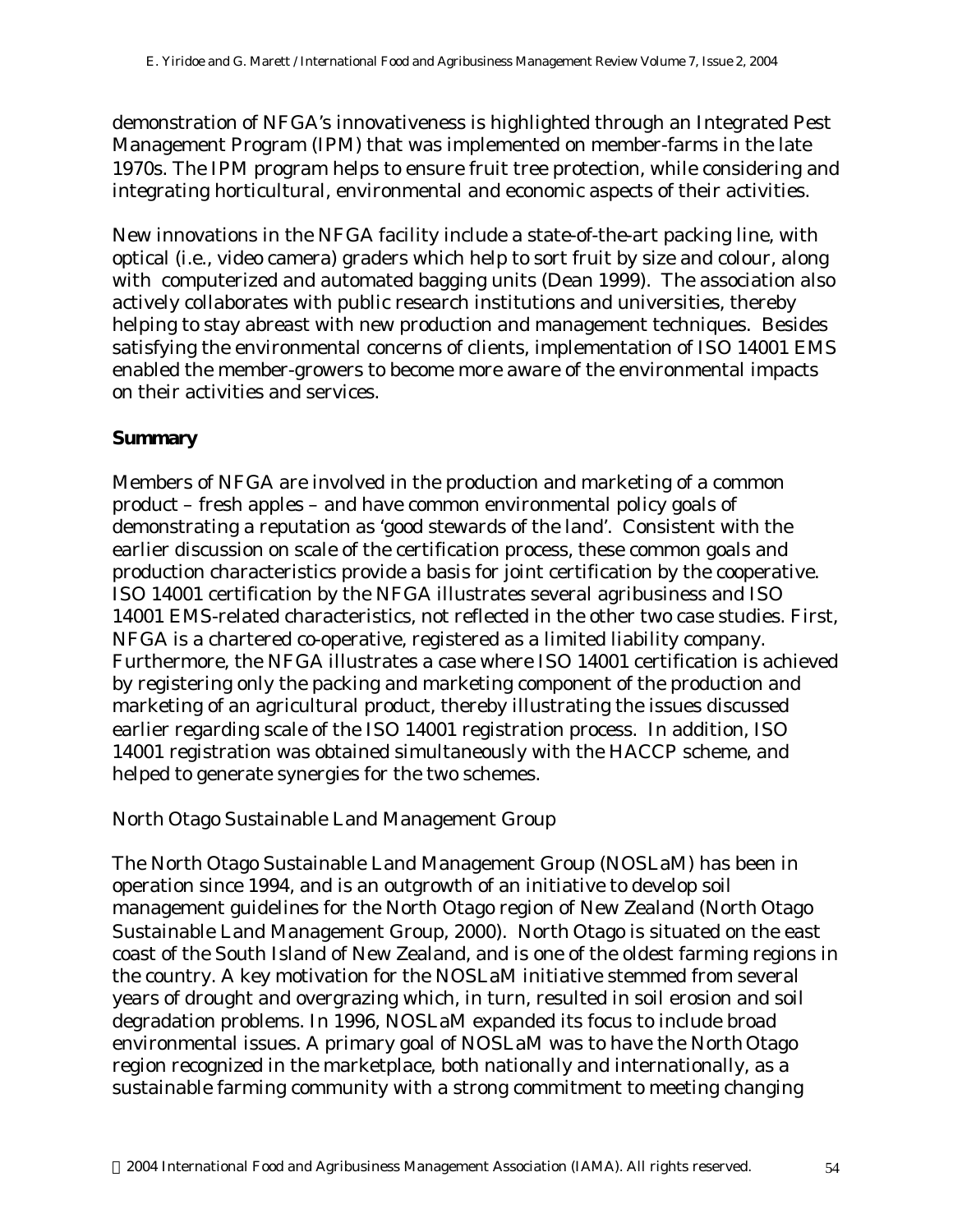demonstration of NFGA's innovativeness is highlighted through an Integrated Pest Management Program (IPM) that was implemented on member-farms in the late 1970s. The IPM program helps to ensure fruit tree protection, while considering and integrating horticultural, environmental and economic aspects of their activities.

New innovations in the NFGA facility include a state-of-the-art packing line, with optical (i.e., video camera) graders which help to sort fruit by size and colour, along with computerized and automated bagging units (Dean 1999). The association also actively collaborates with public research institutions and universities, thereby helping to stay abreast with new production and management techniques. Besides satisfying the environmental concerns of clients, implementation of ISO 14001 EMS enabled the member-growers to become more aware of the environmental impacts on their activities and services.

**Summary**

Members of NFGA are involved in the production and marketing of a common product – fresh apples – and have common environmental policy goals of demonstrating a reputation as 'good stewards of the land'. Consistent with the earlier discussion on scale of the certification process, these common goals and production characteristics provide a basis for joint certification by the cooperative. ISO 14001 certification by the NFGA illustrates several agribusiness and ISO 14001 EMS-related characteristics, not reflected in the other two case studies. First, NFGA is a chartered co-operative, registered as a limited liability company. Furthermore, the NFGA illustrates a case where ISO 14001 certification is achieved by registering only the packing and marketing component of the production and marketing of an agricultural product, thereby illustrating the issues discussed earlier regarding scale of the ISO 14001 registration process. In addition, ISO 14001 registration was obtained simultaneously with the HACCP scheme, and helped to generate synergies for the two schemes.

North Otago Sustainable Land Management Group

The North Otago Sustainable Land Management Group (NOSLaM) has been in operation since 1994, and is an outgrowth of an initiative to develop soil management guidelines for the North Otago region of New Zealand (North Otago Sustainable Land Management Group, 2000). North Otago is situated on the east coast of the South Island of New Zealand, and is one of the oldest farming regions in the country. A key motivation for the NOSLaM initiative stemmed from several years of drought and overgrazing which, in turn, resulted in soil erosion and soil degradation problems. In 1996, NOSLaM expanded its focus to include broad environmental issues. A primary goal of NOSLaM was to have the North Otago region recognized in the marketplace, both nationally and internationally, as a sustainable farming community with a strong commitment to meeting changing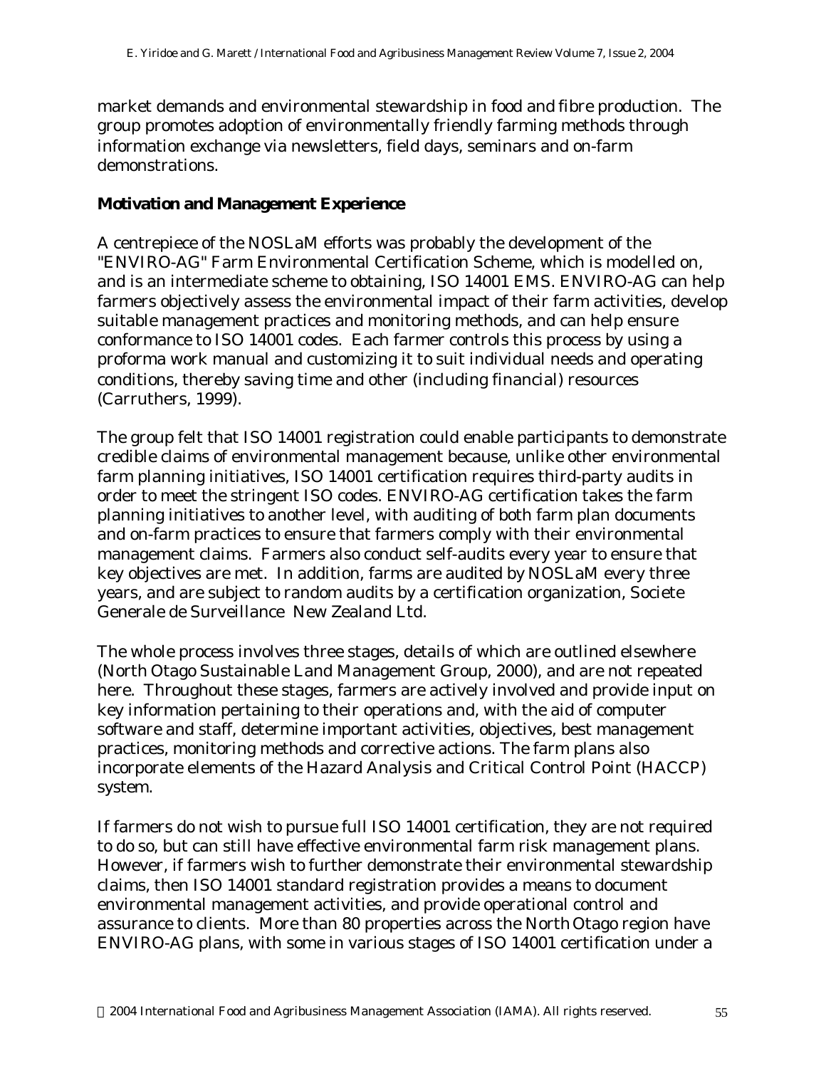market demands and environmental stewardship in food and fibre production. The group promotes adoption of environmentally friendly farming methods through information exchange via newsletters, field days, seminars and on-farm demonstrations.

**Motivation and Management Experience**

A centrepiece of the NOSLaM efforts was probably the development of the "ENVIRO-AG" Farm Environmental Certification Scheme, which is modelled on, and is an intermediate scheme to obtaining, ISO 14001 EMS. ENVIRO-AG can help farmers objectively assess the environmental impact of their farm activities, develop suitable management practices and monitoring methods, and can help ensure conformance to ISO 14001 codes. Each farmer controls this process by using a proforma work manual and customizing it to suit individual needs and operating conditions, thereby saving time and other (including financial) resources (Carruthers, 1999).

The group felt that ISO 14001 registration could enable participants to demonstrate credible claims of environmental management because, unlike other environmental farm planning initiatives, ISO 14001 certification requires third-party audits in order to meet the stringent ISO codes. ENVIRO-AG certification takes the farm planning initiatives to another level, with auditing of both farm plan documents and on-farm practices to ensure that farmers comply with their environmental management claims. Farmers also conduct self-audits every year to ensure that key objectives are met. In addition, farms are audited by NOSLaM every three years, and are subject to random audits by a certification organization, Societe Generale de Surveillance New Zealand Ltd.

The whole process involves three stages, details of which are outlined elsewhere (North Otago Sustainable Land Management Group, 2000), and are not repeated here. Throughout these stages, farmers are actively involved and provide input on key information pertaining to their operations and, with the aid of computer software and staff, determine important activities, objectives, best management practices, monitoring methods and corrective actions. The farm plans also incorporate elements of the Hazard Analysis and Critical Control Point (HACCP) system.

If farmers do not wish to pursue full ISO 14001 certification, they are not required to do so, but can still have effective environmental farm risk management plans. However, if farmers wish to further demonstrate their environmental stewardship claims, then ISO 14001 standard registration provides a means to document environmental management activities, and provide operational control and assurance to clients. More than 80 properties across the North Otago region have ENVIRO-AG plans, with some in various stages of ISO 14001 certification under a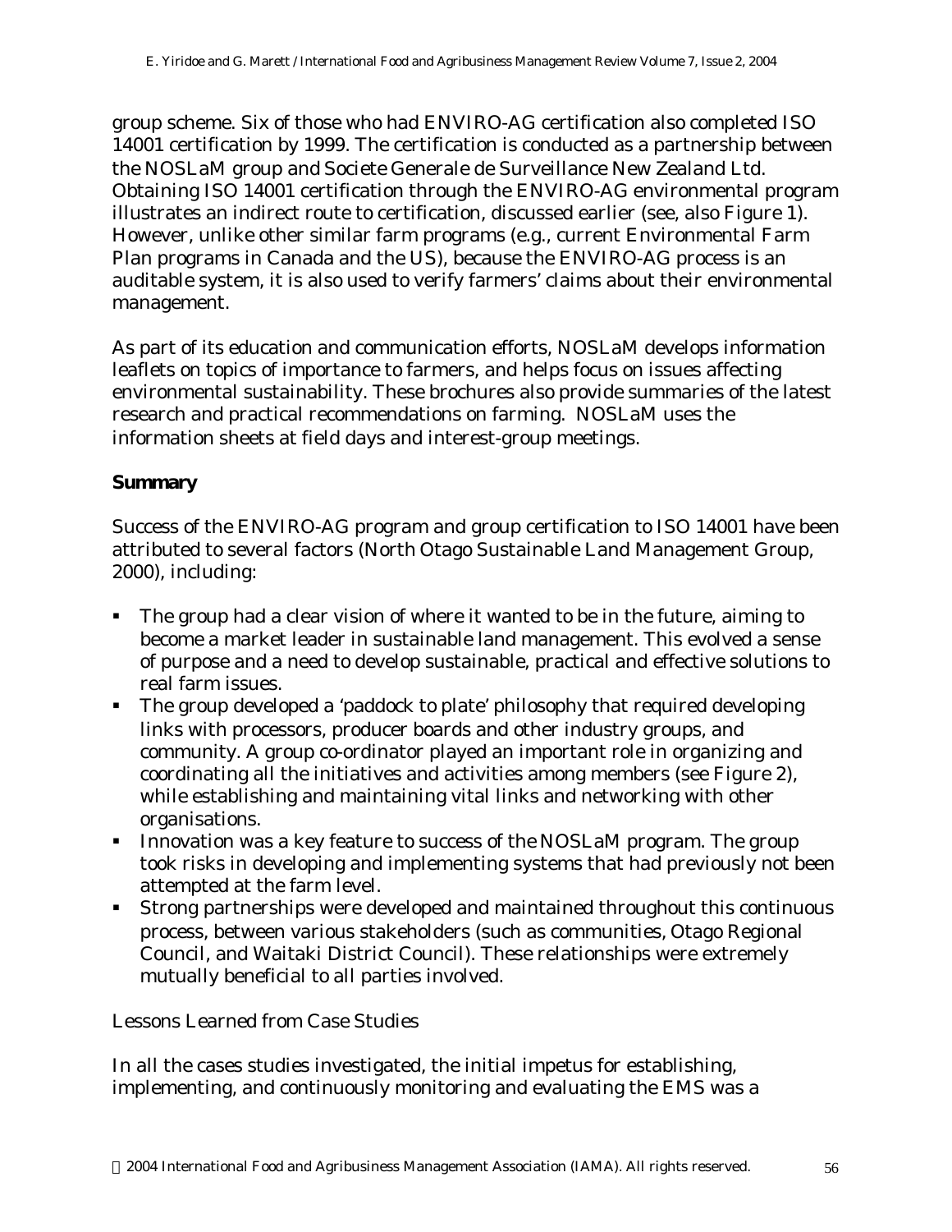group scheme. Six of those who had ENVIRO-AG certification also completed ISO 14001 certification by 1999. The certification is conducted as a partnership between the NOSLaM group and Societe Generale de Surveillance New Zealand Ltd. Obtaining ISO 14001 certification through the ENVIRO-AG environmental program illustrates an indirect route to certification, discussed earlier (see, also Figure 1). However, unlike other similar farm programs (e.g., current Environmental Farm Plan programs in Canada and the US), because the ENVIRO-AG process is an auditable system, it is also used to verify farmers' claims about their environmental management.

As part of its education and communication efforts, NOSLaM develops information leaflets on topics of importance to farmers, and helps focus on issues affecting environmental sustainability. These brochures also provide summaries of the latest research and practical recommendations on farming. NOSLaM uses the information sheets at field days and interest-group meetings.

**Summary**

Success of the ENVIRO-AG program and group certification to ISO 14001 have been attributed to several factors (North Otago Sustainable Land Management Group, 2000), including:

- The group had a clear vision of where it wanted to be in the future, aiming to become a market leader in sustainable land management. This evolved a sense of purpose and a need to develop sustainable, practical and effective solutions to real farm issues.
- The group developed a 'paddock to plate' philosophy that required developing links with processors, producer boards and other industry groups, and community. A group co-ordinator played an important role in organizing and coordinating all the initiatives and activities among members (see Figure 2), while establishing and maintaining vital links and networking with other organisations.
- Innovation was a key feature to success of the NOSLaM program. The group took risks in developing and implementing systems that had previously not been attempted at the farm level.
- Strong partnerships were developed and maintained throughout this continuous process, between various stakeholders (such as communities, Otago Regional Council, and Waitaki District Council). These relationships were extremely mutually beneficial to all parties involved.

Lessons Learned from Case Studies

In all the cases studies investigated, the initial impetus for establishing, implementing, and continuously monitoring and evaluating the EMS was a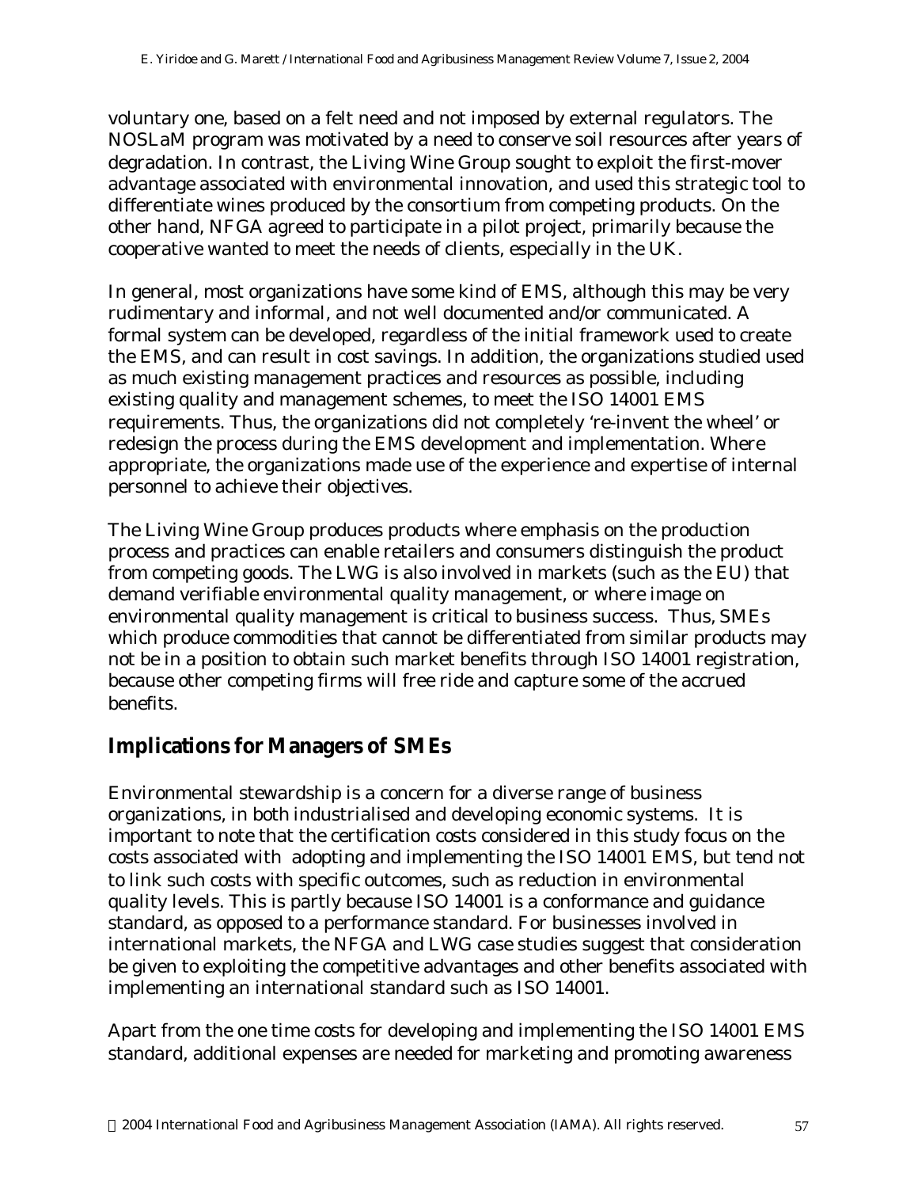voluntary one, based on a felt need and not imposed by external regulators. The NOSLaM program was motivated by a need to conserve soil resources after years of degradation. In contrast, the Living Wine Group sought to exploit the first-mover advantage associated with environmental innovation, and used this strategic tool to differentiate wines produced by the consortium from competing products. On the other hand, NFGA agreed to participate in a pilot project, primarily because the cooperative wanted to meet the needs of clients, especially in the UK.

In general, most organizations have some kind of EMS, although this may be very rudimentary and informal, and not well documented and/or communicated. A formal system can be developed, regardless of the initial framework used to create the EMS, and can result in cost savings. In addition, the organizations studied used as much existing management practices and resources as possible, including existing quality and management schemes, to meet the ISO 14001 EMS requirements. Thus, the organizations did not completely 're-invent the wheel' or redesign the process during the EMS development and implementation. Where appropriate, the organizations made use of the experience and expertise of internal personnel to achieve their objectives.

The Living Wine Group produces products where emphasis on the production process and practices can enable retailers and consumers distinguish the product from competing goods. The LWG is also involved in markets (such as the EU) that demand verifiable environmental quality management, or where image on environmental quality management is critical to business success. Thus, SMEs which produce commodities that cannot be differentiated from similar products may not be in a position to obtain such market benefits through ISO 14001 registration, because other competing firms will free ride and capture some of the accrued benefits.

## Implications for Managers of SMEs

Environmental stewardship is a concern for a diverse range of business organizations, in both industrialised and developing economic systems. It is important to note that the certification costs considered in this study focus on the costs associated with adopting and implementing the ISO 14001 EMS, but tend not to link such costs with specific outcomes, such as reduction in environmental quality levels. This is partly because ISO 14001 is a conformance and guidance standard, as opposed to a performance standard. For businesses involved in international markets, the NFGA and LWG case studies suggest that consideration be given to exploiting the competitive advantages and other benefits associated with implementing an international standard such as ISO 14001.

Apart from the one time costs for developing and implementing the ISO 14001 EMS standard, additional expenses are needed for marketing and promoting awareness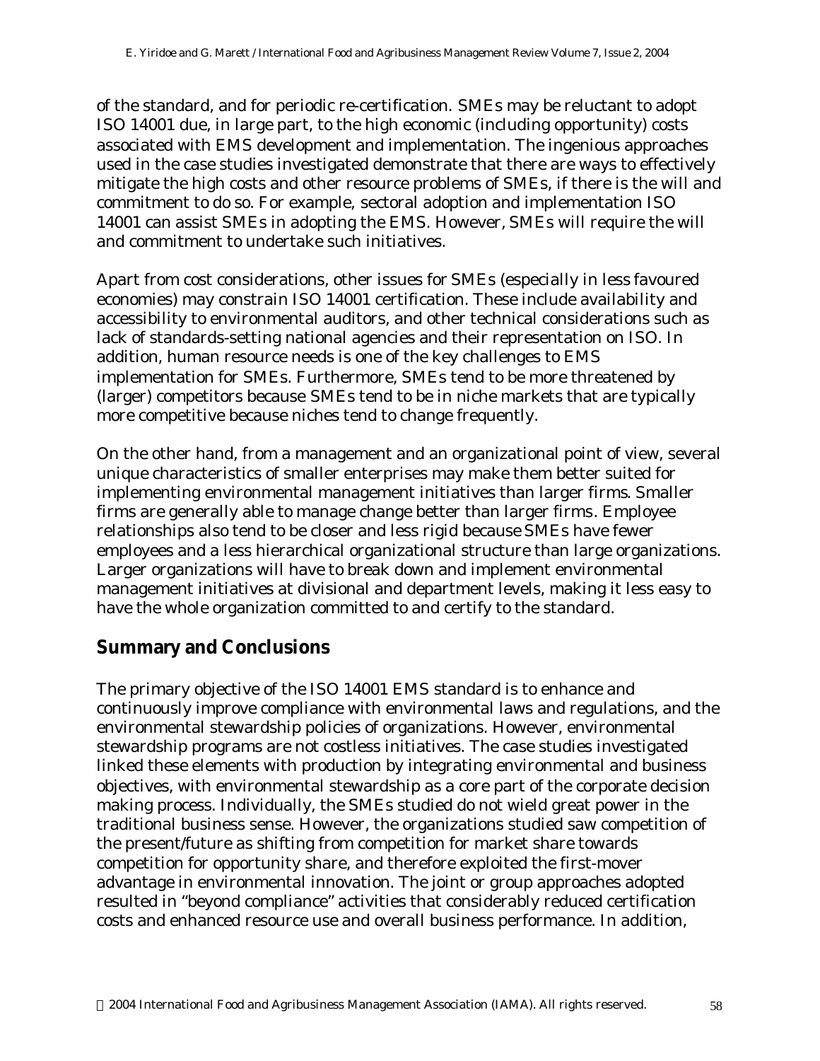of the standard, and for periodic re-certification. SMEs may be reluctant to adopt ISO 14001 due, in large part, to the high economic (including opportunity) costs associated with EMS development and implementation. The ingenious approaches used in the case studies investigated demonstrate that there are ways to effectively mitigate the high costs and other resource problems of SMEs, if there is the will and commitment to do so. For example, sectoral adoption and implementation ISO 14001 can assist SMEs in adopting the EMS. However, SMEs will require the will and commitment to undertake such initiatives.

Apart from cost considerations, other issues for SMEs (especially in less favoured economies) may constrain ISO 14001 certification. These include availability and accessibility to environmental auditors, and other technical considerations such as lack of standards-setting national agencies and their representation on ISO. In addition, human resource needs is one of the key challenges to EMS implementation for SMEs. Furthermore, SMEs tend to be more threatened by (larger) competitors because SMEs tend to be in niche markets that are typically more competitive because niches tend to change frequently.

On the other hand, from a management and an organizational point of view, several unique characteristics of smaller enterprises may make them better suited for implementing environmental management initiatives than larger firms. Smaller firms are generally able to manage change better than larger firms. Employee relationships also tend to be closer and less rigid because SMEs have fewer employees and a less hierarchical organizational structure than large organizations. Larger organizations will have to break down and implement environmental management initiatives at divisional and department levels, making it less easy to have the whole organization committed to and certify to the standard.

## Summary and Conclusions

The primary objective of the ISO 14001 EMS standard is to enhance and continuously improve compliance with environmental laws and regulations, and the environmental stewardship policies of organizations. However, environmental stewardship programs are not costless initiatives. The case studies investigated linked these elements with production by integrating environmental and business objectives, with environmental stewardship as a core part of the corporate decision making process. Individually, the SMEs studied do not wield great power in the traditional business sense. However, the organizations studied saw competition of the present/future as shifting from competition for market share towards competition for opportunity share, and therefore exploited the first-mover advantage in environmental innovation. The joint or group approaches adopted resulted in "beyond compliance" activities that considerably reduced certification costs and enhanced resource use and overall business performance. In addition,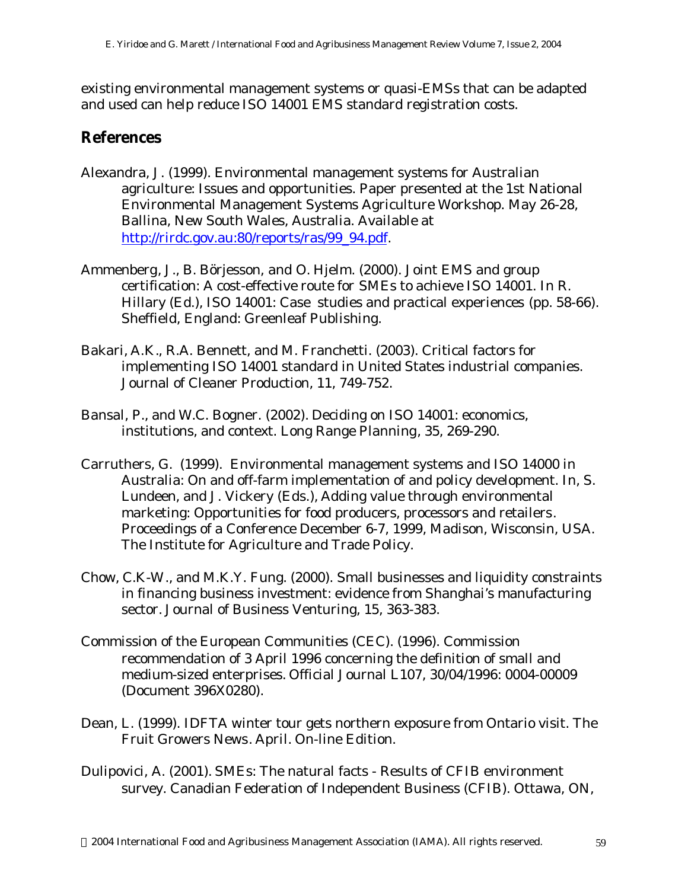existing environmental management systems or quasi-EMSs that can be adapted and used can help reduce ISO 14001 EMS standard registration costs.

## References

Alexandra, J. (1999). Environmental management systems for Australian agriculture: Issues and opportunities. Paper presented at the 1st National Environmental Management Systems Agriculture Workshop. May 26-28, Ballina, New South Wales, Australia. Available at http://rirdc.gov.au:80/reports/ras/99_94.pdf.

Ammenberg, J., B. Börjesson, and O. Hjelm. (2000). Joint EMS and group certification: A cost-effective route for SMEs to achieve ISO 14001. In R. Hillary (Ed.), ISO 14001: Case studies and practical experiences (pp. 58-66). Sheffield, England: Greenleaf Publishing.

Bakari, A.K., R.A. Bennett, and M. Franchetti. (2003). Critical factors for implementing ISO 14001 standard in United States industrial companies. Journal of Cleaner Production, 11, 749-752.

Bansal, P., and W.C. Bogner. (2002). Deciding on ISO 14001: economics, institutions, and context. Long Range Planning, 35, 269-290.

Carruthers, G. (1999). Environmental management systems and ISO 14000 in Australia: On and off-farm implementation of and policy development. In, S. Lundeen, and J. Vickery (Eds.), Adding value through environmental marketing: Opportunities for food producers, processors and retailers. Proceedings of a Conference December 6-7, 1999, Madison, Wisconsin, USA. The Institute for Agriculture and Trade Policy.

Chow, C.K-W., and M.K.Y. Fung. (2000). Small businesses and liquidity constraints in financing business investment: evidence from Shanghai's manufacturing sector. Journal of Business Venturing, 15, 363-383.

Commission of the European Communities (CEC). (1996). Commission recommendation of 3 April 1996 concerning the definition of small and medium-sized enterprises. Official Journal L107, 30/04/1996: 0004-00009 (Document 396X0280).

Dean, L. (1999). IDFTA winter tour gets northern exposure from Ontario visit. The Fruit Growers News. April. On-line Edition.

Dulipovici, A. (2001). SMEs: The natural facts - Results of CFIB environment survey. Canadian Federation of Independent Business (CFIB). Ottawa, ON,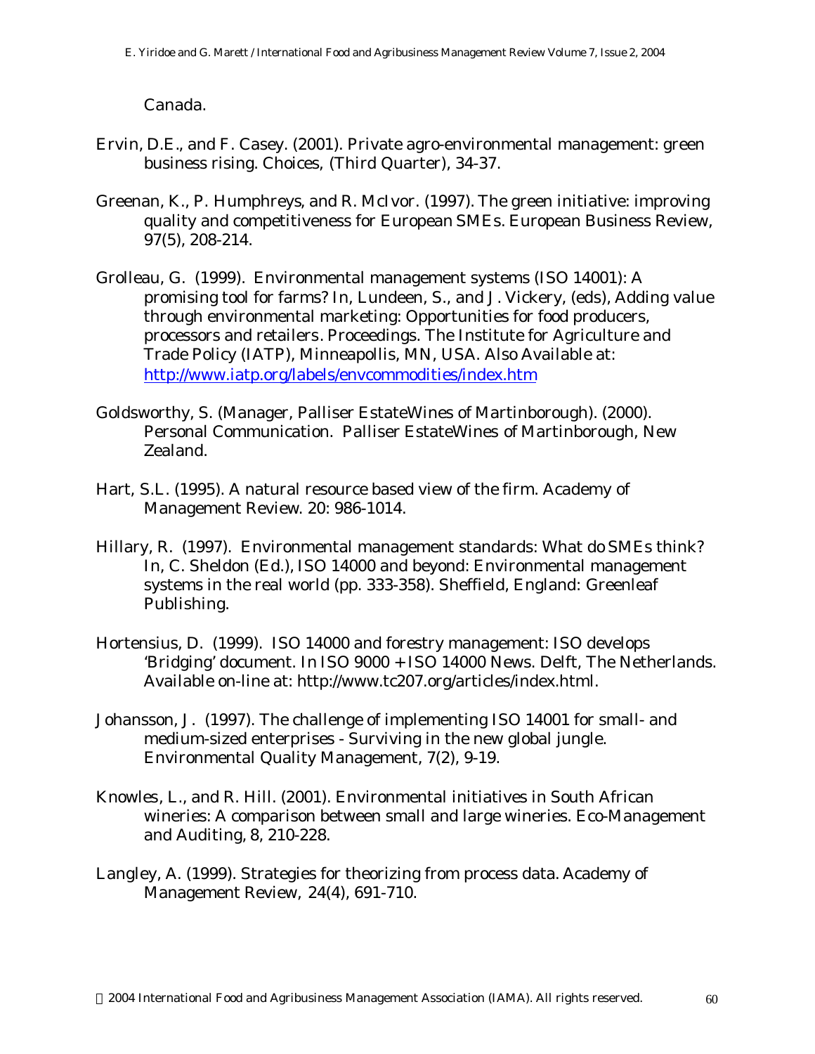Canada.

Ervin, D.E., and F. Casey. (2001). Private agro-environmental management: green business rising. Choices, (Third Quarter), 34-37.

Greenan, K., P. Humphreys, and R. McIvor. (1997). The green initiative: improving quality and competitiveness for European SMEs. European Business Review, 97(5), 208-214.

Grolleau, G. (1999). Environmental management systems (ISO 14001): A promising tool for farms? In, Lundeen, S., and J. Vickery, (eds), Adding value through environmental marketing: Opportunities for food producers, processors and retailers. Proceedings. The Institute for Agriculture and Trade Policy (IATP), Minneapollis, MN, USA. Also Available at: http://www.iatp.org/labels/envcommodities/index.htm

Goldsworthy, S. (Manager, Palliser EstateWines of Martinborough). (2000). Personal Communication. Palliser EstateWines of Martinborough, New Zealand.

Hart, S.L. (1995). A natural resource based view of the firm. Academy of Management Review. 20: 986-1014.

Hillary, R. (1997). Environmental management standards: What do SMEs think? In, C. Sheldon (Ed.), ISO 14000 and beyond: Environmental management systems in the real world (pp. 333-358). Sheffield, England: Greenleaf Publishing.

Hortensius, D. (1999). ISO 14000 and forestry management: ISO develops 'Bridging' document. In ISO 9000 + ISO 14000 News. Delft, The Netherlands. Available on-line at: http://www.tc207.org/articles/index.html.

Johansson, J. (1997). The challenge of implementing ISO 14001 for small- and medium-sized enterprises - Surviving in the new global jungle. Environmental Quality Management, 7(2), 9-19.

Knowles, L., and R. Hill. (2001). Environmental initiatives in South African wineries: A comparison between small and large wineries. Eco-Management and Auditing, 8, 210-228.

Langley, A. (1999). Strategies for theorizing from process data. Academy of Management Review, 24(4), 691-710.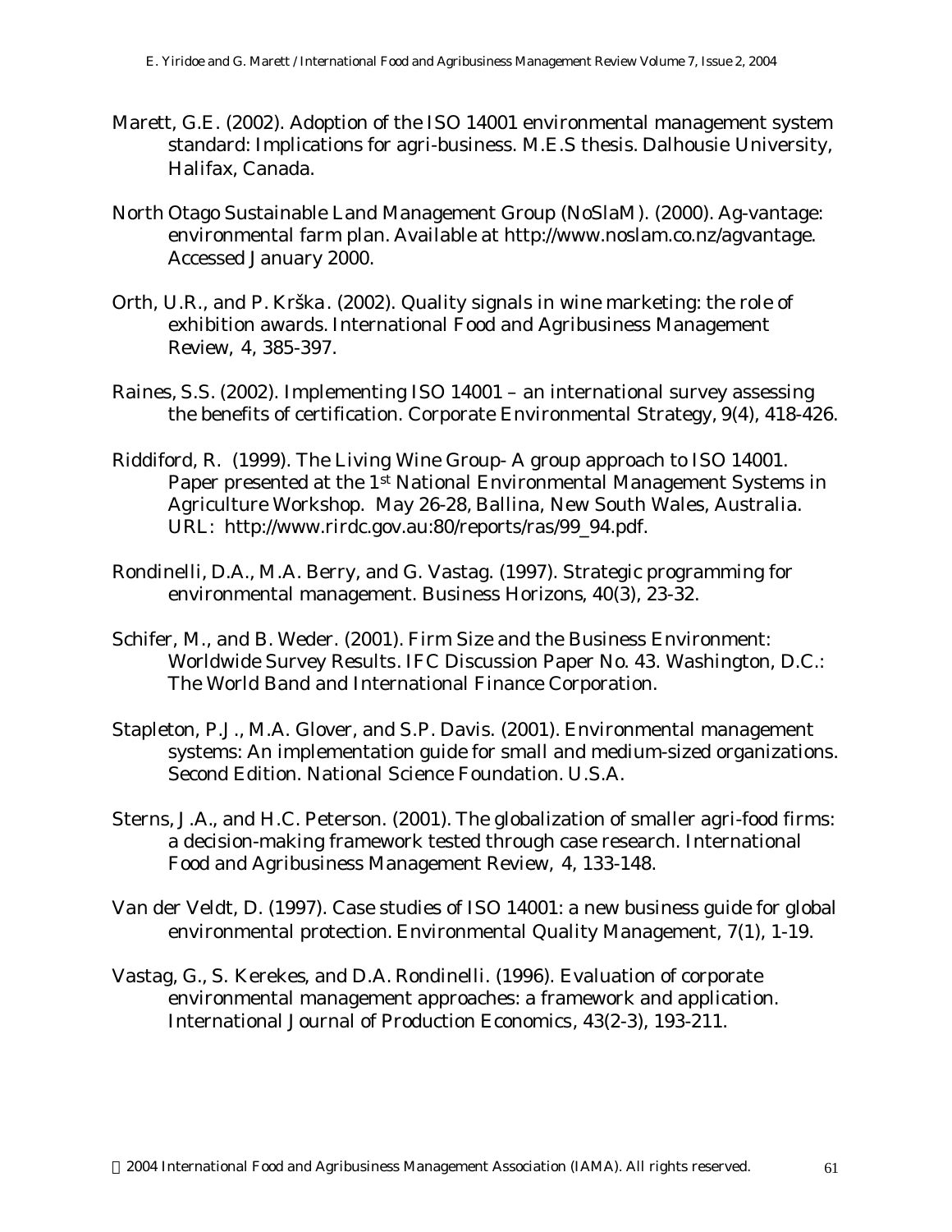Marett, G.E. (2002). Adoption of the ISO 14001 environmental management system standard: Implications for agri-business. M.E.S thesis. Dalhousie University, Halifax, Canada.

North Otago Sustainable Land Management Group (NoSlaM). (2000). Ag-vantage: environmental farm plan. Available at http://www.noslam.co.nz/agvantage. Accessed January 2000.

Orth, U.R., and P. Krška. (2002). Quality signals in wine marketing: the role of exhibition awards. International Food and Agribusiness Management Review, 4, 385-397.

Raines, S.S. (2002). Implementing ISO 14001 – an international survey assessing the benefits of certification. Corporate Environmental Strategy, 9(4), 418-426.

Riddiford, R. (1999). The Living Wine Group- A group approach to ISO 14001. Paper presented at the 1st National Environmental Management Systems in Agriculture Workshop. May 26-28, Ballina, New South Wales, Australia. URL: http://www.rirdc.gov.au:80/reports/ras/99_94.pdf.

Rondinelli, D.A., M.A. Berry, and G. Vastag. (1997). Strategic programming for environmental management. Business Horizons, 40(3), 23-32.

Schifer, M., and B. Weder. (2001). Firm Size and the Business Environment: Worldwide Survey Results. IFC Discussion Paper No. 43. Washington, D.C.: The World Band and International Finance Corporation.

Stapleton, P.J., M.A. Glover, and S.P. Davis. (2001). Environmental management systems: An implementation guide for small and medium-sized organizations. Second Edition. National Science Foundation. U.S.A.

Sterns, J.A., and H.C. Peterson. (2001). The globalization of smaller agri-food firms: a decision-making framework tested through case research. International Food and Agribusiness Management Review, 4, 133-148.

Van der Veldt, D. (1997). Case studies of ISO 14001: a new business guide for global environmental protection. Environmental Quality Management, 7(1), 1-19.

Vastag, G., S. Kerekes, and D.A. Rondinelli. (1996). Evaluation of corporate environmental management approaches: a framework and application. International Journal of Production Economics, 43(2-3), 193-211.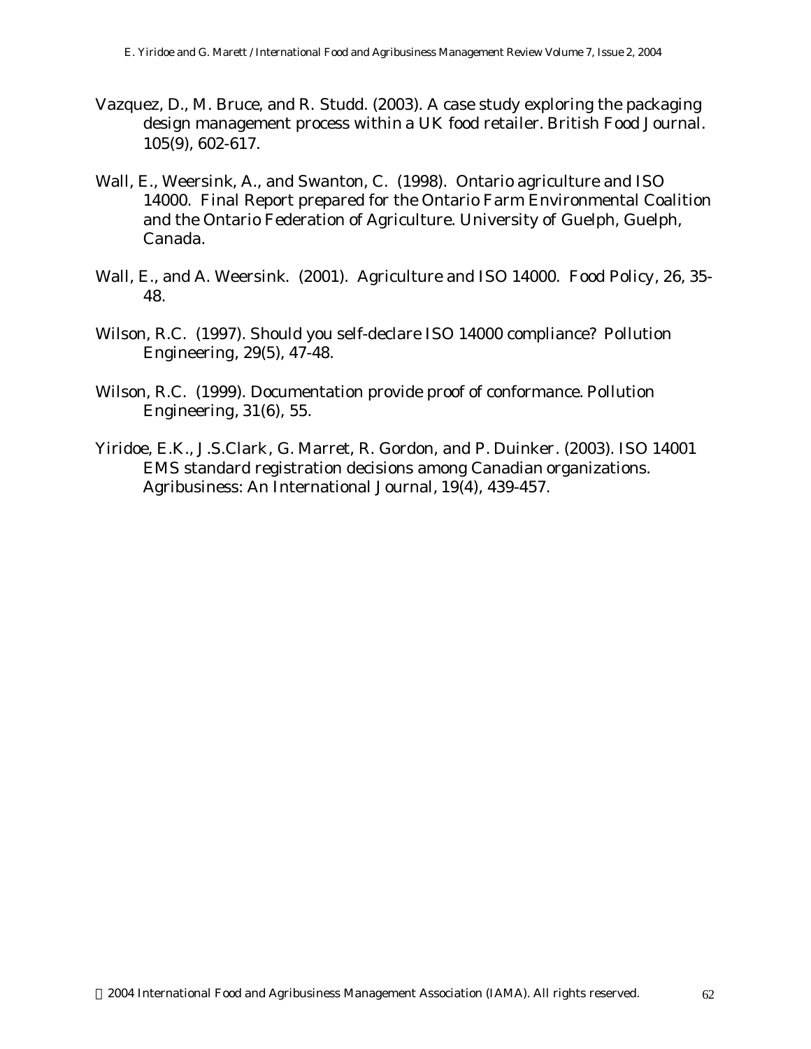Vazquez, D., M. Bruce, and R. Studd. (2003). A case study exploring the packaging design management process within a UK food retailer. British Food Journal. 105(9), 602-617.

Wall, E., Weersink, A., and Swanton, C. (1998). Ontario agriculture and ISO 14000. Final Report prepared for the Ontario Farm Environmental Coalition and the Ontario Federation of Agriculture. University of Guelph, Guelph, Canada.

Wall, E., and A. Weersink. (2001). Agriculture and ISO 14000. Food Policy, 26, 35-48.

Wilson, R.C. (1997). Should you self-declare ISO 14000 compliance? Pollution Engineering, 29(5), 47-48.

Wilson, R.C. (1999). Documentation provide proof of conformance. Pollution Engineering, 31(6), 55.

Yiridoe, E.K., J.S.Clark, G. Marret, R. Gordon, and P. Duinker. (2003). ISO 14001 EMS standard registration decisions among Canadian organizations. Agribusiness: An International Journal, 19(4), 439-457.